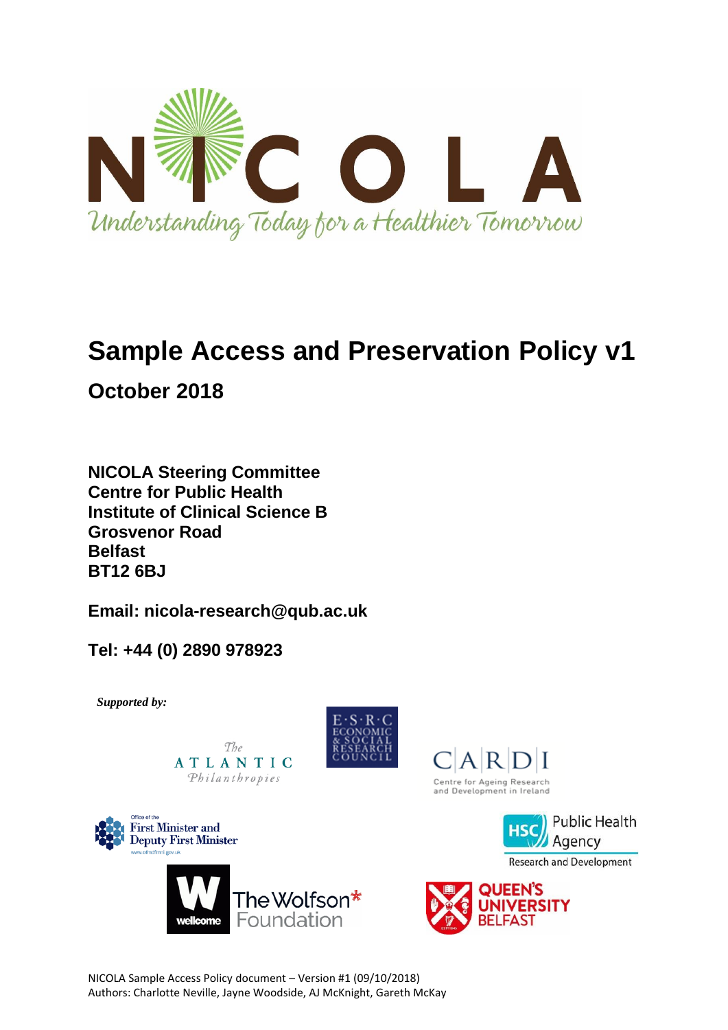NICOLA

Understanding Today for a Healthier Tomorrow

# Sample Access and Preservation Policy v1

## October 2018

**NICOLA Steering Committee**
**Centre for Public Health**
**Institute of Clinical Science B**
**Grosvenor Road**
**Belfast**
**BT12 6BJ**

**Email: nicola-research@qub.ac.uk**

**Tel: +44 (0) 2890 978923**

***Supported by:***

The Atlantic Philanthropies

E·S·R·C Economic & Social Research Council

CARDI Centre for Ageing Research and Development in Ireland

Office of the First Minister and Deputy First Minister www.ofmdfmni.gov.uk

HSC Public Health Agency Research and Development

wellcome

The Wolfson Foundation

Queen's University Belfast

NICOLA Sample Access Policy document – Version #1 (09/10/2018)
Authors: Charlotte Neville, Jayne Woodside, AJ McKnight, Gareth McKay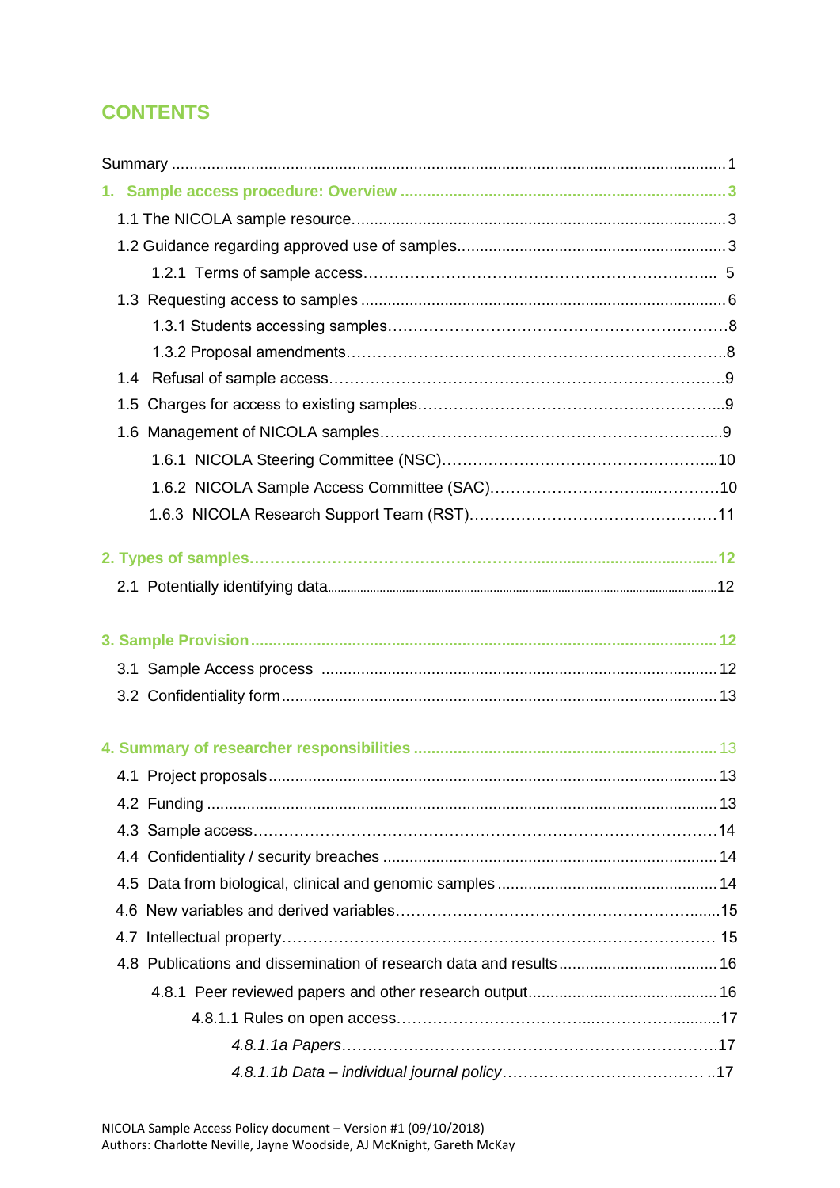# CONTENTS

Summary .......... 1

**1. Sample access procedure: Overview .......... 3**

1.1 The NICOLA sample resource .......... 3

1.2 Guidance regarding approved use of samples .......... 3

1.2.1 Terms of sample access .......... 5

1.3 Requesting access to samples .......... 6

1.3.1 Students accessing samples .......... 8

1.3.2 Proposal amendments .......... 8

1.4 Refusal of sample access .......... 9

1.5 Charges for access to existing samples .......... 9

1.6 Management of NICOLA samples .......... 9

1.6.1 NICOLA Steering Committee (NSC) .......... 10

1.6.2 NICOLA Sample Access Committee (SAC) .......... 10

1.6.3 NICOLA Research Support Team (RST) .......... 11

**2. Types of samples .......... 12**

2.1 Potentially identifying data .......... 12

**3. Sample Provision .......... 12**

3.1 Sample Access process .......... 12

3.2 Confidentiality form .......... 13

**4. Summary of researcher responsibilities .......... 13**

4.1 Project proposals .......... 13

4.2 Funding .......... 13

4.3 Sample access .......... 14

4.4 Confidentiality / security breaches .......... 14

4.5 Data from biological, clinical and genomic samples .......... 14

4.6 New variables and derived variables .......... 15

4.7 Intellectual property .......... 15

4.8 Publications and dissemination of research data and results .......... 16

4.8.1 Peer reviewed papers and other research output .......... 16

4.8.1.1 Rules on open access .......... 17

*4.8.1.1a Papers* .......... 17

*4.8.1.1b Data – individual journal policy* .......... 17

NICOLA Sample Access Policy document – Version #1 (09/10/2018)
Authors: Charlotte Neville, Jayne Woodside, AJ McKnight, Gareth McKay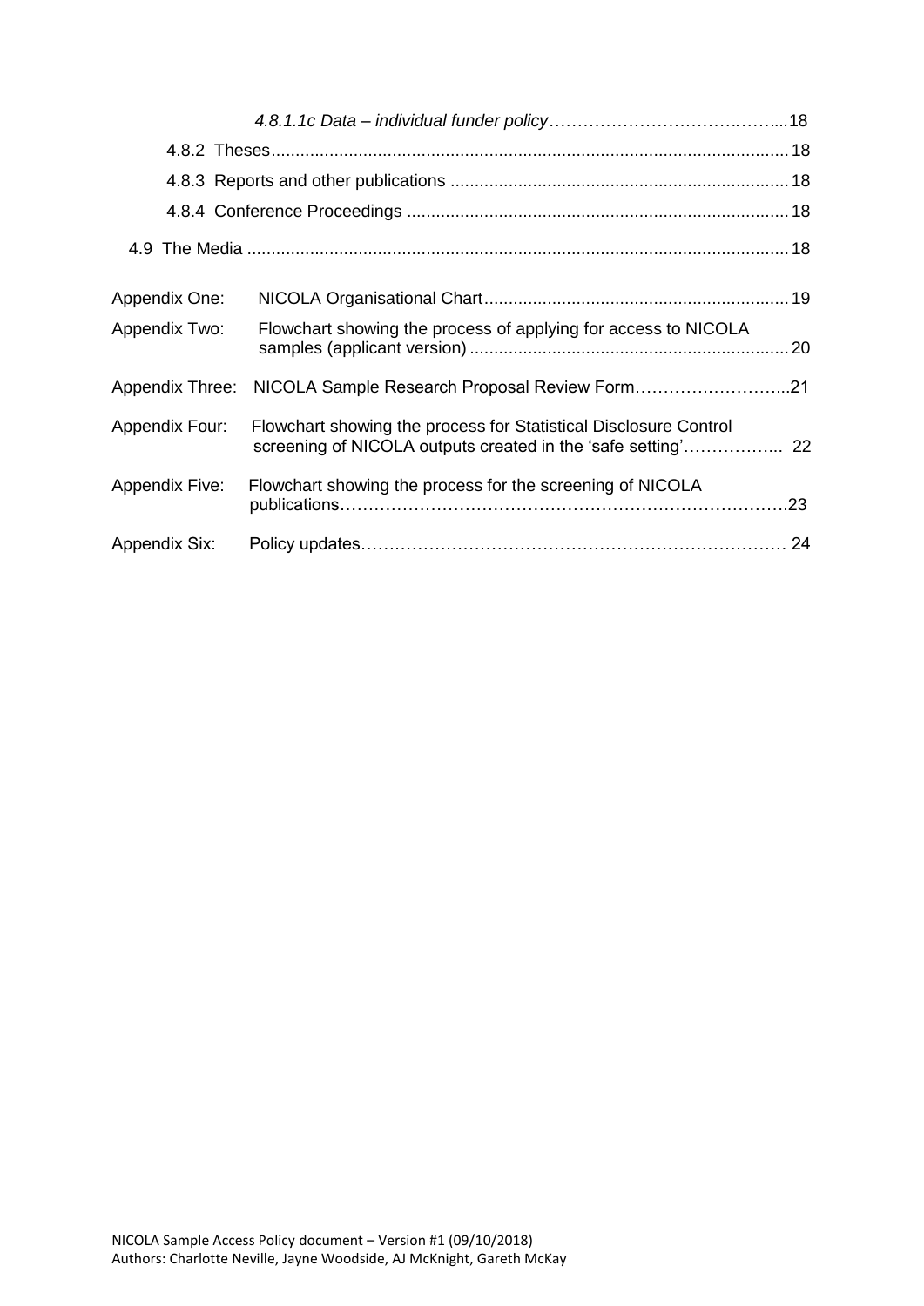*4.8.1.1c Data – individual funder policy……………………………..…....18*

4.8.2 Theses............................................................................................................18

4.8.3 Reports and other publications .......................................................................18

4.8.4 Conference Proceedings ................................................................................18

4.9 The Media ...............................................................................................................18

Appendix One: NICOLA Organisational Chart...............................................................19

Appendix Two: Flowchart showing the process of applying for access to NICOLA samples (applicant version) ..................................................................20

Appendix Three: NICOLA Sample Research Proposal Review Form………….…………...21

Appendix Four: Flowchart showing the process for Statistical Disclosure Control screening of NICOLA outputs created in the 'safe setting'…………….. 22

Appendix Five: Flowchart showing the process for the screening of NICOLA publications……………………………………………………………………..23

Appendix Six: Policy updates………………………………………………………………… 24

NICOLA Sample Access Policy document – Version #1 (09/10/2018)
Authors: Charlotte Neville, Jayne Woodside, AJ McKnight, Gareth McKay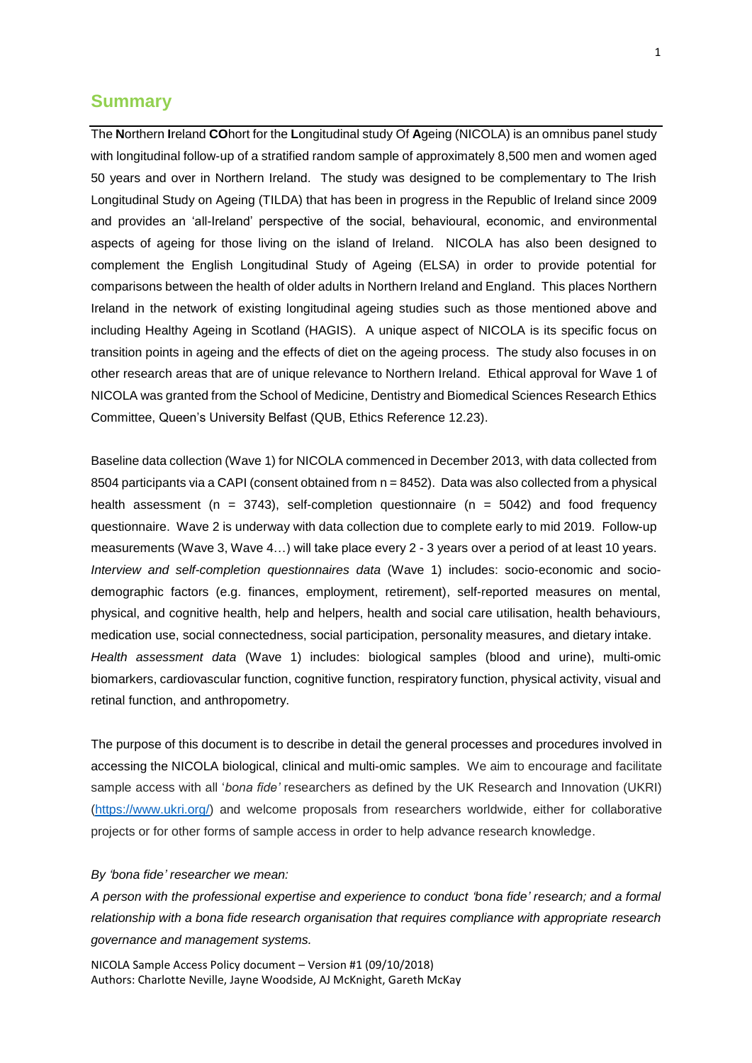## Summary

The **N**orthern **I**reland **CO**hort for the **L**ongitudinal study Of **A**geing (NICOLA) is an omnibus panel study with longitudinal follow-up of a stratified random sample of approximately 8,500 men and women aged 50 years and over in Northern Ireland. The study was designed to be complementary to The Irish Longitudinal Study on Ageing (TILDA) that has been in progress in the Republic of Ireland since 2009 and provides an 'all-Ireland' perspective of the social, behavioural, economic, and environmental aspects of ageing for those living on the island of Ireland. NICOLA has also been designed to complement the English Longitudinal Study of Ageing (ELSA) in order to provide potential for comparisons between the health of older adults in Northern Ireland and England. This places Northern Ireland in the network of existing longitudinal ageing studies such as those mentioned above and including Healthy Ageing in Scotland (HAGIS). A unique aspect of NICOLA is its specific focus on transition points in ageing and the effects of diet on the ageing process. The study also focuses in on other research areas that are of unique relevance to Northern Ireland. Ethical approval for Wave 1 of NICOLA was granted from the School of Medicine, Dentistry and Biomedical Sciences Research Ethics Committee, Queen's University Belfast (QUB, Ethics Reference 12.23).

Baseline data collection (Wave 1) for NICOLA commenced in December 2013, with data collected from 8504 participants via a CAPI (consent obtained from n = 8452). Data was also collected from a physical health assessment (n = 3743), self-completion questionnaire (n = 5042) and food frequency questionnaire. Wave 2 is underway with data collection due to complete early to mid 2019. Follow-up measurements (Wave 3, Wave 4…) will take place every 2 - 3 years over a period of at least 10 years. *Interview and self-completion questionnaires data* (Wave 1) includes: socio-economic and socio-demographic factors (e.g. finances, employment, retirement), self-reported measures on mental, physical, and cognitive health, help and helpers, health and social care utilisation, health behaviours, medication use, social connectedness, social participation, personality measures, and dietary intake.
*Health assessment data* (Wave 1) includes: biological samples (blood and urine), multi-omic biomarkers, cardiovascular function, cognitive function, respiratory function, physical activity, visual and retinal function, and anthropometry.

The purpose of this document is to describe in detail the general processes and procedures involved in accessing the NICOLA biological, clinical and multi-omic samples. We aim to encourage and facilitate sample access with all '*bona fide'* researchers as defined by the UK Research and Innovation (UKRI) (https://www.ukri.org/) and welcome proposals from researchers worldwide, either for collaborative projects or for other forms of sample access in order to help advance research knowledge.

*By 'bona fide' researcher we mean:*

*A person with the professional expertise and experience to conduct 'bona fide' research; and a formal relationship with a bona fide research organisation that requires compliance with appropriate research governance and management systems.*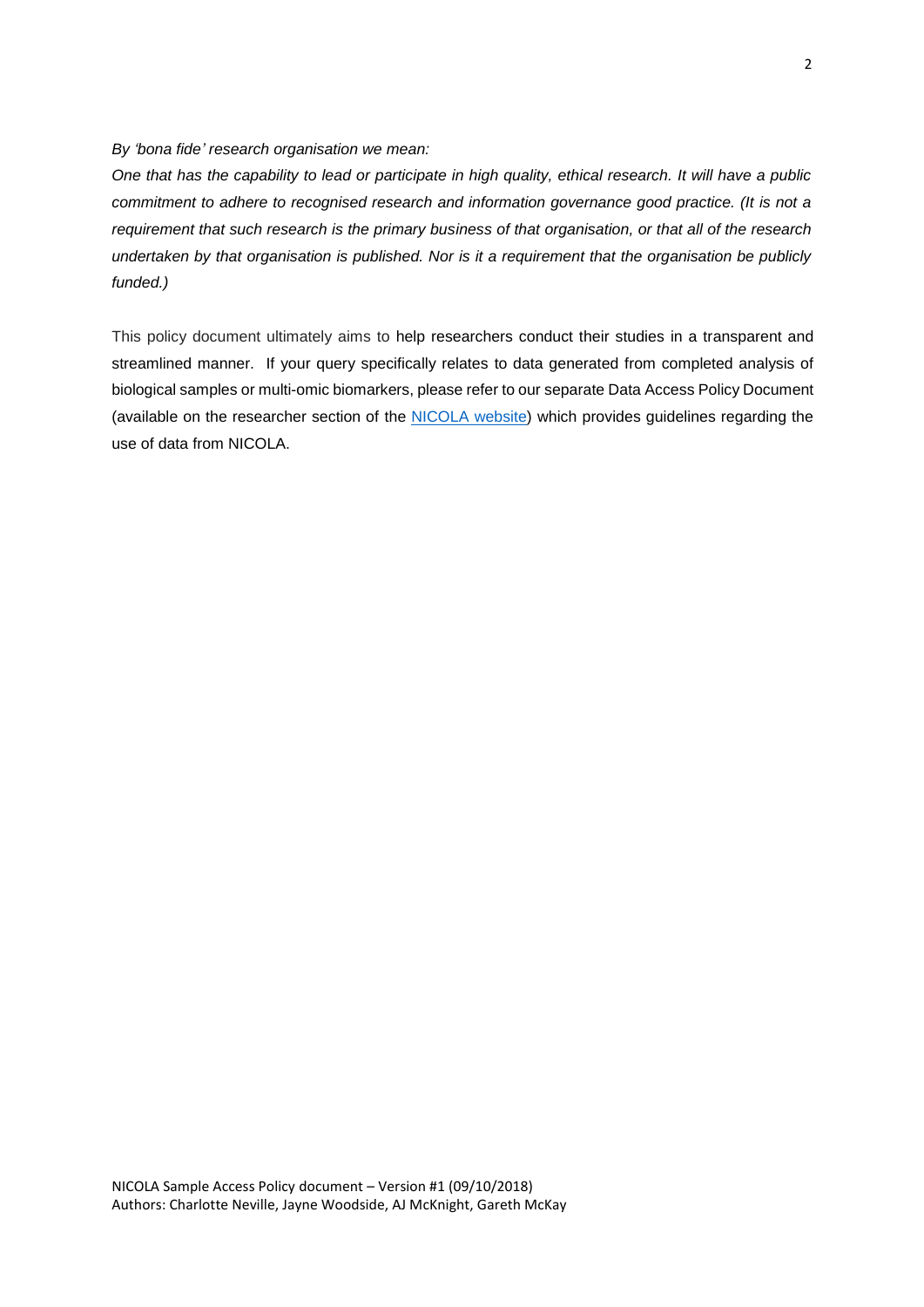*By 'bona fide' research organisation we mean:*

*One that has the capability to lead or participate in high quality, ethical research. It will have a public commitment to adhere to recognised research and information governance good practice. (It is not a requirement that such research is the primary business of that organisation, or that all of the research undertaken by that organisation is published. Nor is it a requirement that the organisation be publicly funded.)*

This policy document ultimately aims to help researchers conduct their studies in a transparent and streamlined manner. If your query specifically relates to data generated from completed analysis of biological samples or multi-omic biomarkers, please refer to our separate Data Access Policy Document (available on the researcher section of the [NICOLA website]) which provides guidelines regarding the use of data from NICOLA.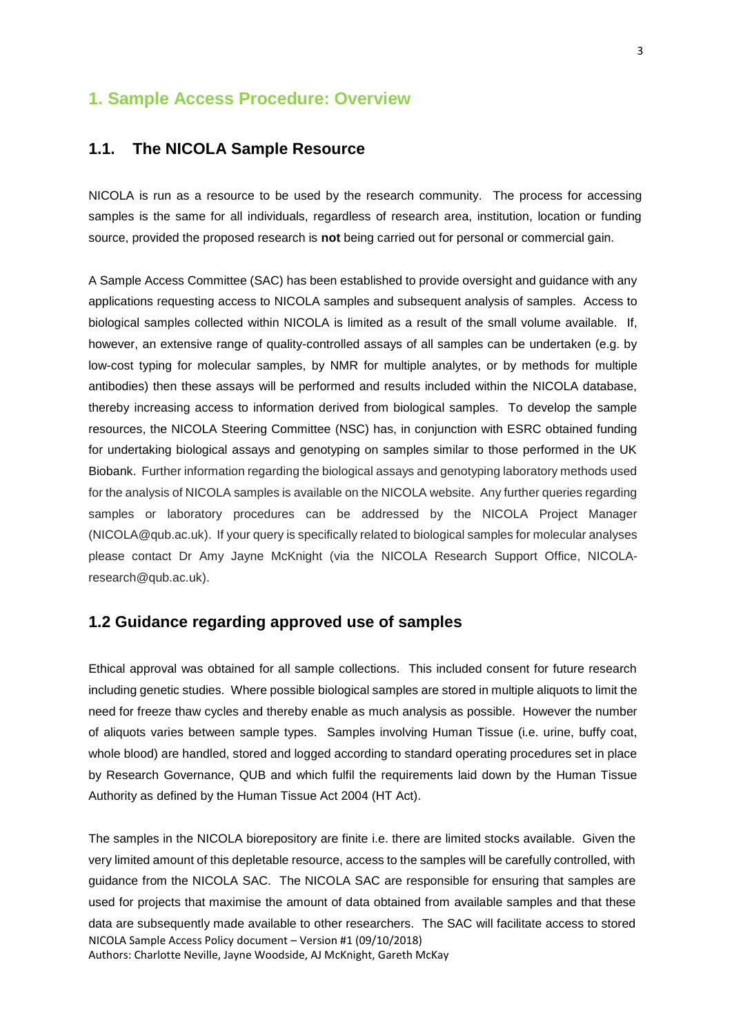# 1. Sample Access Procedure: Overview

## 1.1. The NICOLA Sample Resource

NICOLA is run as a resource to be used by the research community. The process for accessing samples is the same for all individuals, regardless of research area, institution, location or funding source, provided the proposed research is **not** being carried out for personal or commercial gain.

A Sample Access Committee (SAC) has been established to provide oversight and guidance with any applications requesting access to NICOLA samples and subsequent analysis of samples. Access to biological samples collected within NICOLA is limited as a result of the small volume available. If, however, an extensive range of quality-controlled assays of all samples can be undertaken (e.g. by low-cost typing for molecular samples, by NMR for multiple analytes, or by methods for multiple antibodies) then these assays will be performed and results included within the NICOLA database, thereby increasing access to information derived from biological samples. To develop the sample resources, the NICOLA Steering Committee (NSC) has, in conjunction with ESRC obtained funding for undertaking biological assays and genotyping on samples similar to those performed in the UK Biobank. Further information regarding the biological assays and genotyping laboratory methods used for the analysis of NICOLA samples is available on the NICOLA website. Any further queries regarding samples or laboratory procedures can be addressed by the NICOLA Project Manager (NICOLA@qub.ac.uk). If your query is specifically related to biological samples for molecular analyses please contact Dr Amy Jayne McKnight (via the NICOLA Research Support Office, NICOLA-research@qub.ac.uk).

## 1.2 Guidance regarding approved use of samples

Ethical approval was obtained for all sample collections. This included consent for future research including genetic studies. Where possible biological samples are stored in multiple aliquots to limit the need for freeze thaw cycles and thereby enable as much analysis as possible. However the number of aliquots varies between sample types. Samples involving Human Tissue (i.e. urine, buffy coat, whole blood) are handled, stored and logged according to standard operating procedures set in place by Research Governance, QUB and which fulfil the requirements laid down by the Human Tissue Authority as defined by the Human Tissue Act 2004 (HT Act).

The samples in the NICOLA biorepository are finite i.e. there are limited stocks available. Given the very limited amount of this depletable resource, access to the samples will be carefully controlled, with guidance from the NICOLA SAC. The NICOLA SAC are responsible for ensuring that samples are used for projects that maximise the amount of data obtained from available samples and that these data are subsequently made available to other researchers. The SAC will facilitate access to stored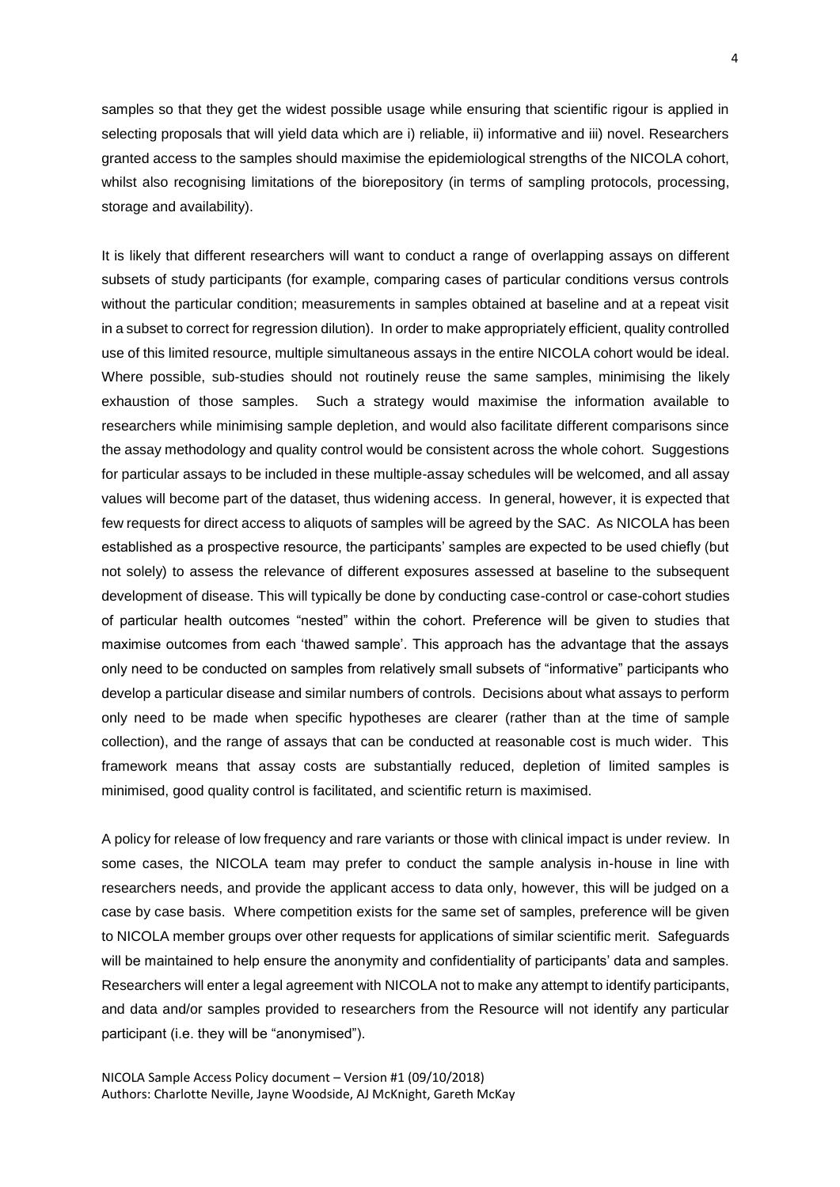samples so that they get the widest possible usage while ensuring that scientific rigour is applied in selecting proposals that will yield data which are i) reliable, ii) informative and iii) novel. Researchers granted access to the samples should maximise the epidemiological strengths of the NICOLA cohort, whilst also recognising limitations of the biorepository (in terms of sampling protocols, processing, storage and availability).

It is likely that different researchers will want to conduct a range of overlapping assays on different subsets of study participants (for example, comparing cases of particular conditions versus controls without the particular condition; measurements in samples obtained at baseline and at a repeat visit in a subset to correct for regression dilution). In order to make appropriately efficient, quality controlled use of this limited resource, multiple simultaneous assays in the entire NICOLA cohort would be ideal. Where possible, sub-studies should not routinely reuse the same samples, minimising the likely exhaustion of those samples. Such a strategy would maximise the information available to researchers while minimising sample depletion, and would also facilitate different comparisons since the assay methodology and quality control would be consistent across the whole cohort. Suggestions for particular assays to be included in these multiple-assay schedules will be welcomed, and all assay values will become part of the dataset, thus widening access. In general, however, it is expected that few requests for direct access to aliquots of samples will be agreed by the SAC. As NICOLA has been established as a prospective resource, the participants' samples are expected to be used chiefly (but not solely) to assess the relevance of different exposures assessed at baseline to the subsequent development of disease. This will typically be done by conducting case-control or case-cohort studies of particular health outcomes "nested" within the cohort. Preference will be given to studies that maximise outcomes from each 'thawed sample'. This approach has the advantage that the assays only need to be conducted on samples from relatively small subsets of "informative" participants who develop a particular disease and similar numbers of controls. Decisions about what assays to perform only need to be made when specific hypotheses are clearer (rather than at the time of sample collection), and the range of assays that can be conducted at reasonable cost is much wider. This framework means that assay costs are substantially reduced, depletion of limited samples is minimised, good quality control is facilitated, and scientific return is maximised.

A policy for release of low frequency and rare variants or those with clinical impact is under review. In some cases, the NICOLA team may prefer to conduct the sample analysis in-house in line with researchers needs, and provide the applicant access to data only, however, this will be judged on a case by case basis. Where competition exists for the same set of samples, preference will be given to NICOLA member groups over other requests for applications of similar scientific merit. Safeguards will be maintained to help ensure the anonymity and confidentiality of participants' data and samples. Researchers will enter a legal agreement with NICOLA not to make any attempt to identify participants, and data and/or samples provided to researchers from the Resource will not identify any particular participant (i.e. they will be "anonymised").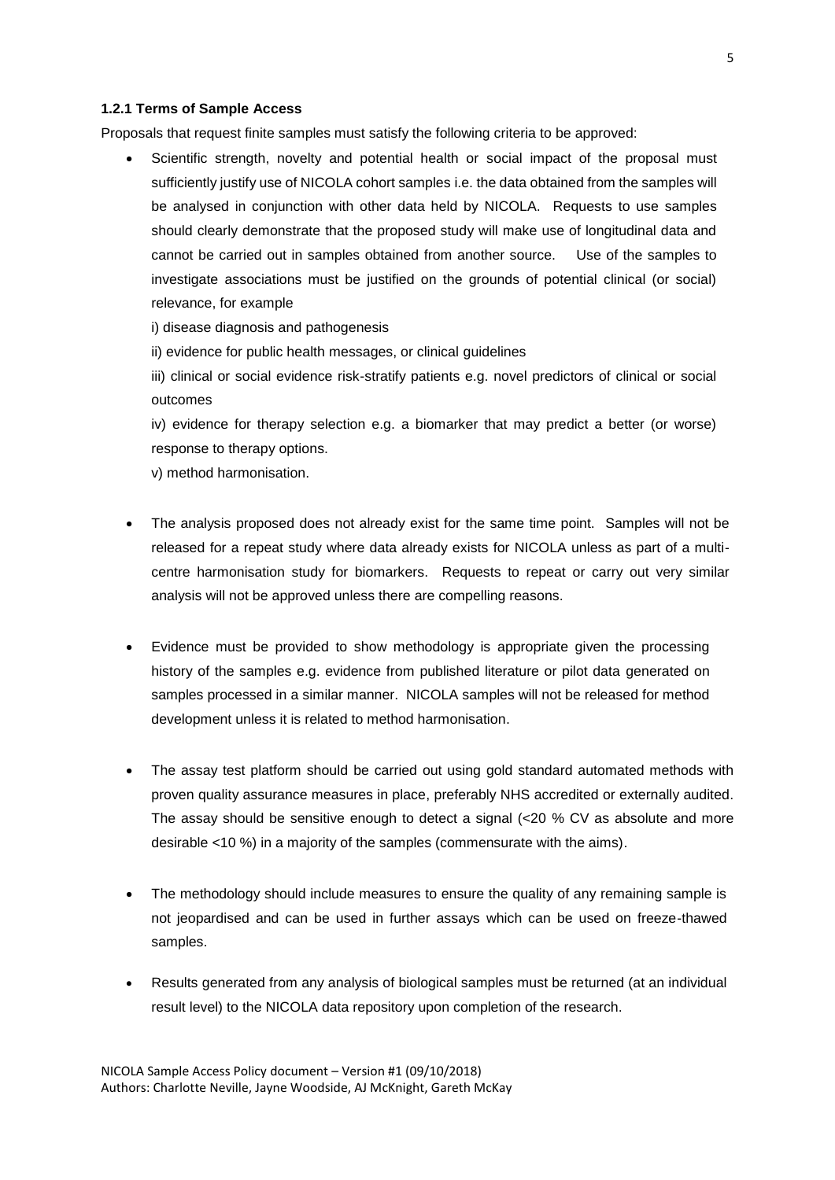#### 1.2.1 Terms of Sample Access

Proposals that request finite samples must satisfy the following criteria to be approved:

- Scientific strength, novelty and potential health or social impact of the proposal must sufficiently justify use of NICOLA cohort samples i.e. the data obtained from the samples will be analysed in conjunction with other data held by NICOLA. Requests to use samples should clearly demonstrate that the proposed study will make use of longitudinal data and cannot be carried out in samples obtained from another source. Use of the samples to investigate associations must be justified on the grounds of potential clinical (or social) relevance, for example

  i) disease diagnosis and pathogenesis

  ii) evidence for public health messages, or clinical guidelines

  iii) clinical or social evidence risk-stratify patients e.g. novel predictors of clinical or social outcomes

  iv) evidence for therapy selection e.g. a biomarker that may predict a better (or worse) response to therapy options.

  v) method harmonisation.

- The analysis proposed does not already exist for the same time point. Samples will not be released for a repeat study where data already exists for NICOLA unless as part of a multi-centre harmonisation study for biomarkers. Requests to repeat or carry out very similar analysis will not be approved unless there are compelling reasons.

- Evidence must be provided to show methodology is appropriate given the processing history of the samples e.g. evidence from published literature or pilot data generated on samples processed in a similar manner. NICOLA samples will not be released for method development unless it is related to method harmonisation.

- The assay test platform should be carried out using gold standard automated methods with proven quality assurance measures in place, preferably NHS accredited or externally audited. The assay should be sensitive enough to detect a signal (<20 % CV as absolute and more desirable <10 %) in a majority of the samples (commensurate with the aims).

- The methodology should include measures to ensure the quality of any remaining sample is not jeopardised and can be used in further assays which can be used on freeze-thawed samples.

- Results generated from any analysis of biological samples must be returned (at an individual result level) to the NICOLA data repository upon completion of the research.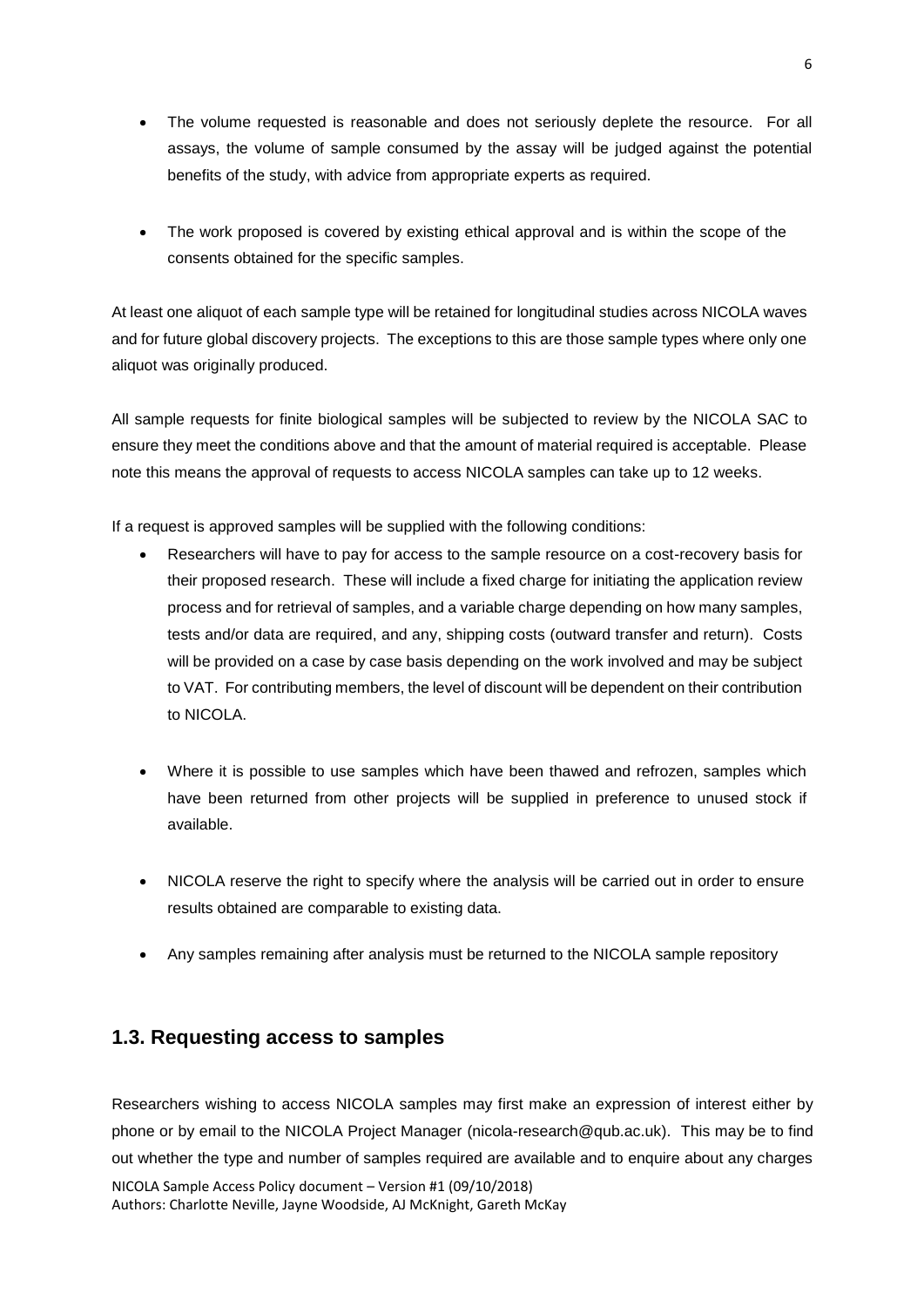- The volume requested is reasonable and does not seriously deplete the resource. For all assays, the volume of sample consumed by the assay will be judged against the potential benefits of the study, with advice from appropriate experts as required.

- The work proposed is covered by existing ethical approval and is within the scope of the consents obtained for the specific samples.

At least one aliquot of each sample type will be retained for longitudinal studies across NICOLA waves and for future global discovery projects. The exceptions to this are those sample types where only one aliquot was originally produced.

All sample requests for finite biological samples will be subjected to review by the NICOLA SAC to ensure they meet the conditions above and that the amount of material required is acceptable. Please note this means the approval of requests to access NICOLA samples can take up to 12 weeks.

If a request is approved samples will be supplied with the following conditions:

- Researchers will have to pay for access to the sample resource on a cost-recovery basis for their proposed research. These will include a fixed charge for initiating the application review process and for retrieval of samples, and a variable charge depending on how many samples, tests and/or data are required, and any, shipping costs (outward transfer and return). Costs will be provided on a case by case basis depending on the work involved and may be subject to VAT. For contributing members, the level of discount will be dependent on their contribution to NICOLA.

- Where it is possible to use samples which have been thawed and refrozen, samples which have been returned from other projects will be supplied in preference to unused stock if available.

- NICOLA reserve the right to specify where the analysis will be carried out in order to ensure results obtained are comparable to existing data.

- Any samples remaining after analysis must be returned to the NICOLA sample repository

## 1.3. Requesting access to samples

Researchers wishing to access NICOLA samples may first make an expression of interest either by phone or by email to the NICOLA Project Manager (nicola-research@qub.ac.uk). This may be to find out whether the type and number of samples required are available and to enquire about any charges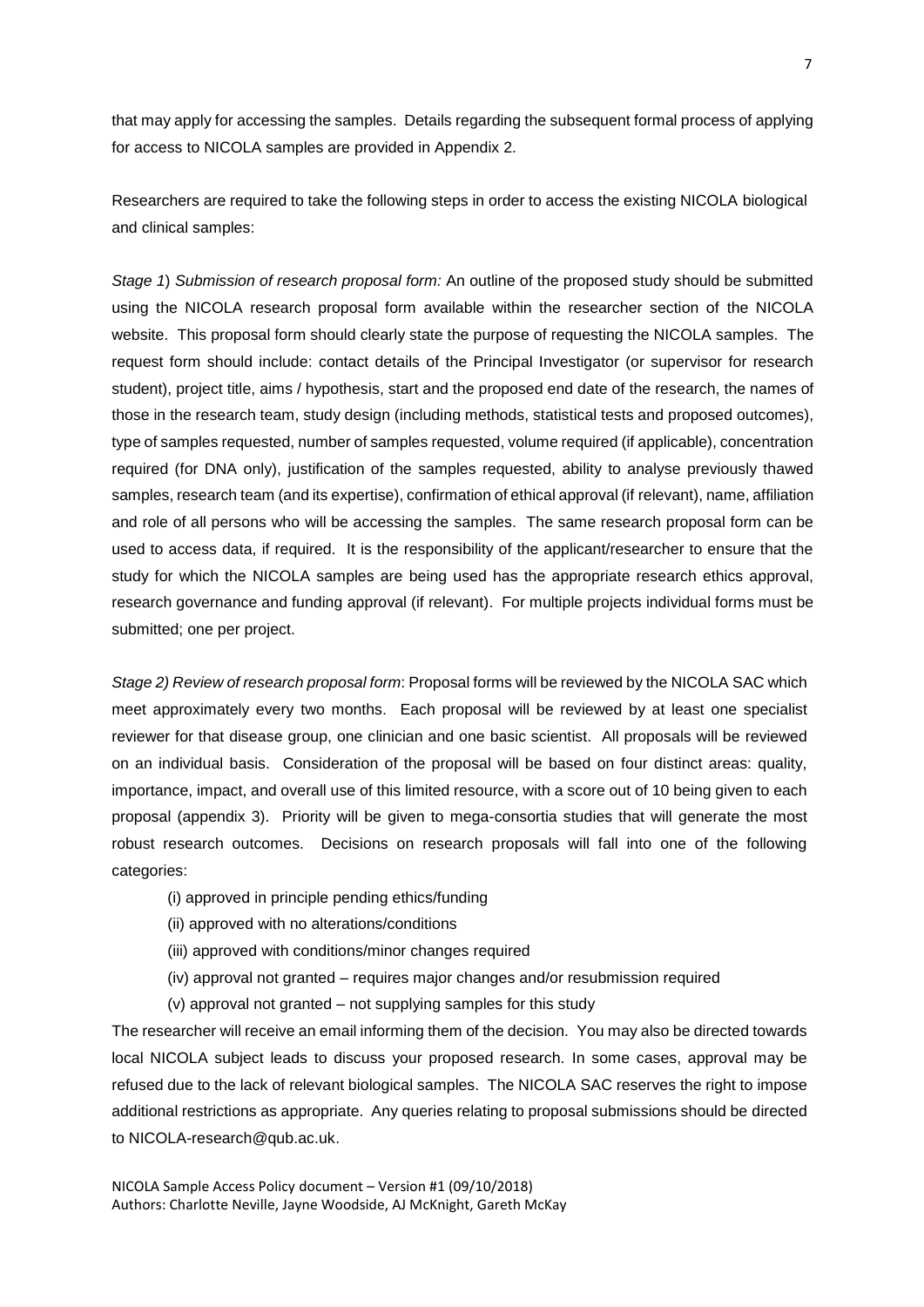that may apply for accessing the samples. Details regarding the subsequent formal process of applying for access to NICOLA samples are provided in Appendix 2.

Researchers are required to take the following steps in order to access the existing NICOLA biological and clinical samples:

*Stage 1*) *Submission of research proposal form:* An outline of the proposed study should be submitted using the NICOLA research proposal form available within the researcher section of the NICOLA website. This proposal form should clearly state the purpose of requesting the NICOLA samples. The request form should include: contact details of the Principal Investigator (or supervisor for research student), project title, aims / hypothesis, start and the proposed end date of the research, the names of those in the research team, study design (including methods, statistical tests and proposed outcomes), type of samples requested, number of samples requested, volume required (if applicable), concentration required (for DNA only), justification of the samples requested, ability to analyse previously thawed samples, research team (and its expertise), confirmation of ethical approval (if relevant), name, affiliation and role of all persons who will be accessing the samples. The same research proposal form can be used to access data, if required. It is the responsibility of the applicant/researcher to ensure that the study for which the NICOLA samples are being used has the appropriate research ethics approval, research governance and funding approval (if relevant). For multiple projects individual forms must be submitted; one per project.

*Stage 2) Review of research proposal form*: Proposal forms will be reviewed by the NICOLA SAC which meet approximately every two months. Each proposal will be reviewed by at least one specialist reviewer for that disease group, one clinician and one basic scientist. All proposals will be reviewed on an individual basis. Consideration of the proposal will be based on four distinct areas: quality, importance, impact, and overall use of this limited resource, with a score out of 10 being given to each proposal (appendix 3). Priority will be given to mega-consortia studies that will generate the most robust research outcomes. Decisions on research proposals will fall into one of the following categories:

(i) approved in principle pending ethics/funding

(ii) approved with no alterations/conditions

(iii) approved with conditions/minor changes required

(iv) approval not granted – requires major changes and/or resubmission required

(v) approval not granted – not supplying samples for this study

The researcher will receive an email informing them of the decision. You may also be directed towards local NICOLA subject leads to discuss your proposed research. In some cases, approval may be refused due to the lack of relevant biological samples. The NICOLA SAC reserves the right to impose additional restrictions as appropriate. Any queries relating to proposal submissions should be directed to NICOLA-research@qub.ac.uk.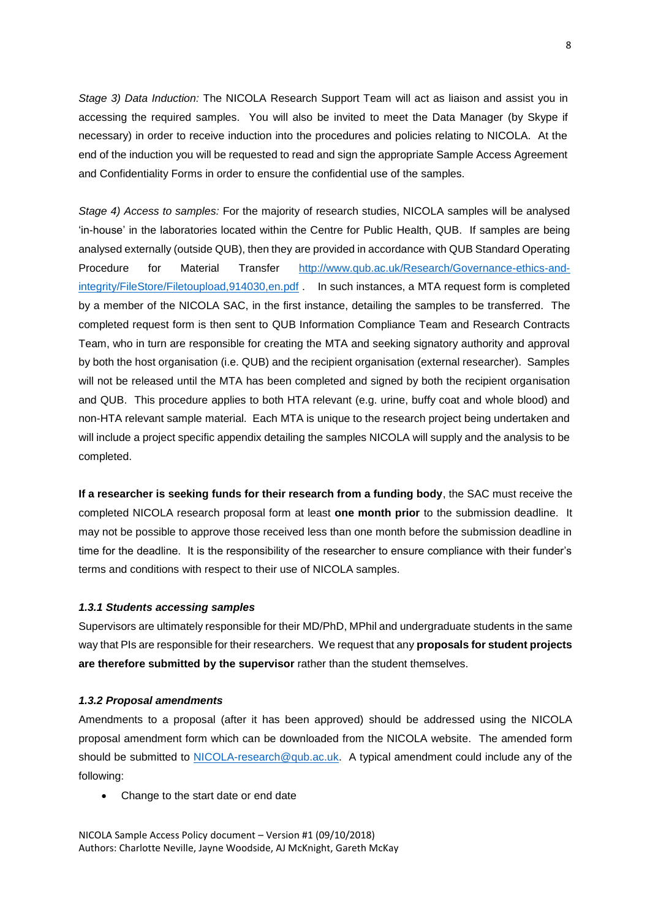*Stage 3) Data Induction:* The NICOLA Research Support Team will act as liaison and assist you in accessing the required samples. You will also be invited to meet the Data Manager (by Skype if necessary) in order to receive induction into the procedures and policies relating to NICOLA. At the end of the induction you will be requested to read and sign the appropriate Sample Access Agreement and Confidentiality Forms in order to ensure the confidential use of the samples.

*Stage 4) Access to samples:* For the majority of research studies, NICOLA samples will be analysed 'in-house' in the laboratories located within the Centre for Public Health, QUB. If samples are being analysed externally (outside QUB), then they are provided in accordance with QUB Standard Operating Procedure for Material Transfer http://www.qub.ac.uk/Research/Governance-ethics-and-integrity/FileStore/Filetoupload,914030,en.pdf . In such instances, a MTA request form is completed by a member of the NICOLA SAC, in the first instance, detailing the samples to be transferred. The completed request form is then sent to QUB Information Compliance Team and Research Contracts Team, who in turn are responsible for creating the MTA and seeking signatory authority and approval by both the host organisation (i.e. QUB) and the recipient organisation (external researcher). Samples will not be released until the MTA has been completed and signed by both the recipient organisation and QUB. This procedure applies to both HTA relevant (e.g. urine, buffy coat and whole blood) and non-HTA relevant sample material. Each MTA is unique to the research project being undertaken and will include a project specific appendix detailing the samples NICOLA will supply and the analysis to be completed.

**If a researcher is seeking funds for their research from a funding body**, the SAC must receive the completed NICOLA research proposal form at least **one month prior** to the submission deadline. It may not be possible to approve those received less than one month before the submission deadline in time for the deadline. It is the responsibility of the researcher to ensure compliance with their funder's terms and conditions with respect to their use of NICOLA samples.

#### *1.3.1 Students accessing samples*

Supervisors are ultimately responsible for their MD/PhD, MPhil and undergraduate students in the same way that PIs are responsible for their researchers. We request that any **proposals for student projects are therefore submitted by the supervisor** rather than the student themselves.

#### *1.3.2 Proposal amendments*

Amendments to a proposal (after it has been approved) should be addressed using the NICOLA proposal amendment form which can be downloaded from the NICOLA website. The amended form should be submitted to NICOLA-research@qub.ac.uk. A typical amendment could include any of the following:

- Change to the start date or end date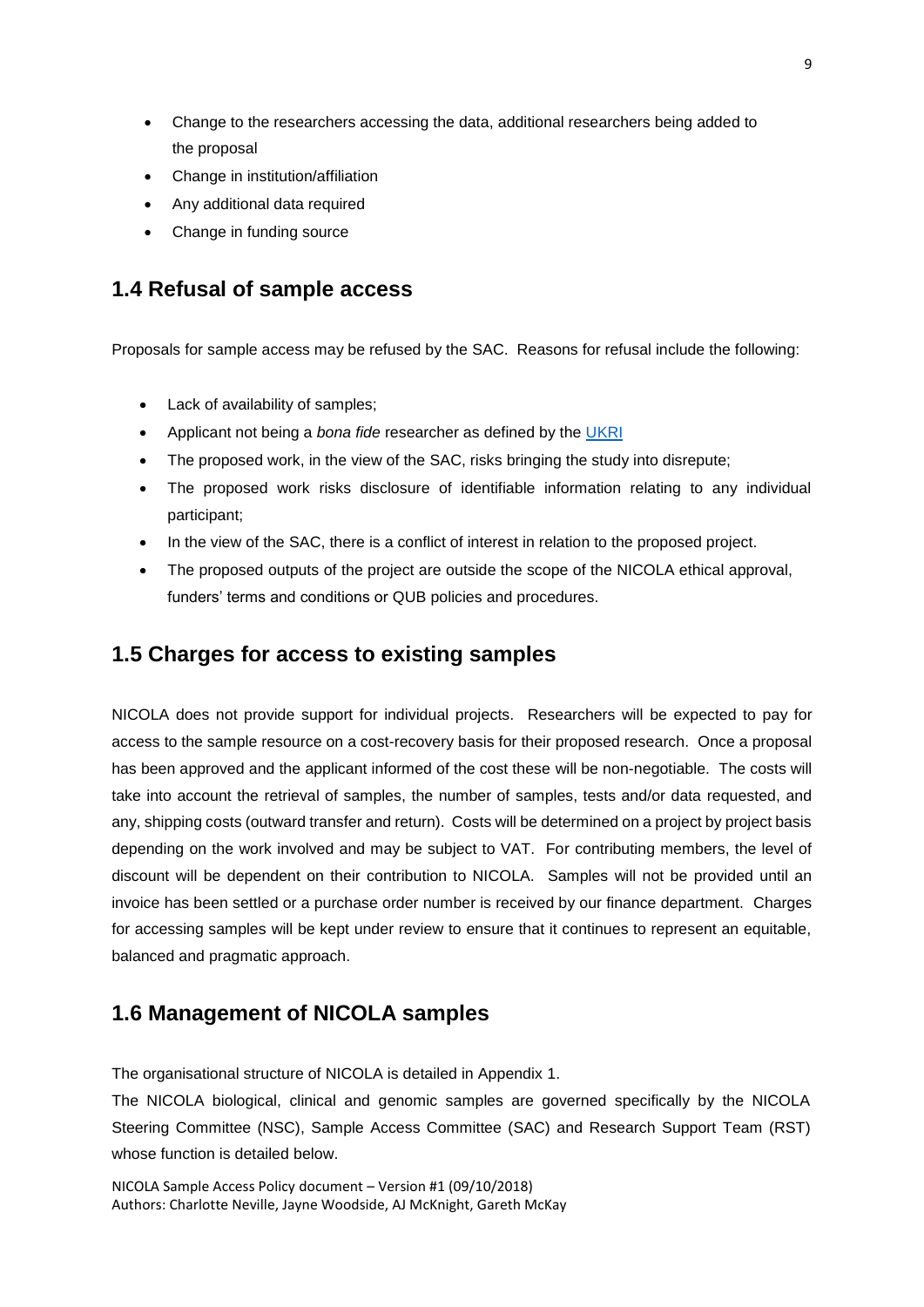- Change to the researchers accessing the data, additional researchers being added to the proposal
- Change in institution/affiliation
- Any additional data required
- Change in funding source

## 1.4 Refusal of sample access

Proposals for sample access may be refused by the SAC. Reasons for refusal include the following:

- Lack of availability of samples;
- Applicant not being a *bona fide* researcher as defined by the UKRI
- The proposed work, in the view of the SAC, risks bringing the study into disrepute;
- The proposed work risks disclosure of identifiable information relating to any individual participant;
- In the view of the SAC, there is a conflict of interest in relation to the proposed project.
- The proposed outputs of the project are outside the scope of the NICOLA ethical approval, funders' terms and conditions or QUB policies and procedures.

## 1.5 Charges for access to existing samples

NICOLA does not provide support for individual projects. Researchers will be expected to pay for access to the sample resource on a cost-recovery basis for their proposed research. Once a proposal has been approved and the applicant informed of the cost these will be non-negotiable. The costs will take into account the retrieval of samples, the number of samples, tests and/or data requested, and any, shipping costs (outward transfer and return). Costs will be determined on a project by project basis depending on the work involved and may be subject to VAT. For contributing members, the level of discount will be dependent on their contribution to NICOLA. Samples will not be provided until an invoice has been settled or a purchase order number is received by our finance department. Charges for accessing samples will be kept under review to ensure that it continues to represent an equitable, balanced and pragmatic approach.

## 1.6 Management of NICOLA samples

The organisational structure of NICOLA is detailed in Appendix 1.

The NICOLA biological, clinical and genomic samples are governed specifically by the NICOLA Steering Committee (NSC), Sample Access Committee (SAC) and Research Support Team (RST) whose function is detailed below.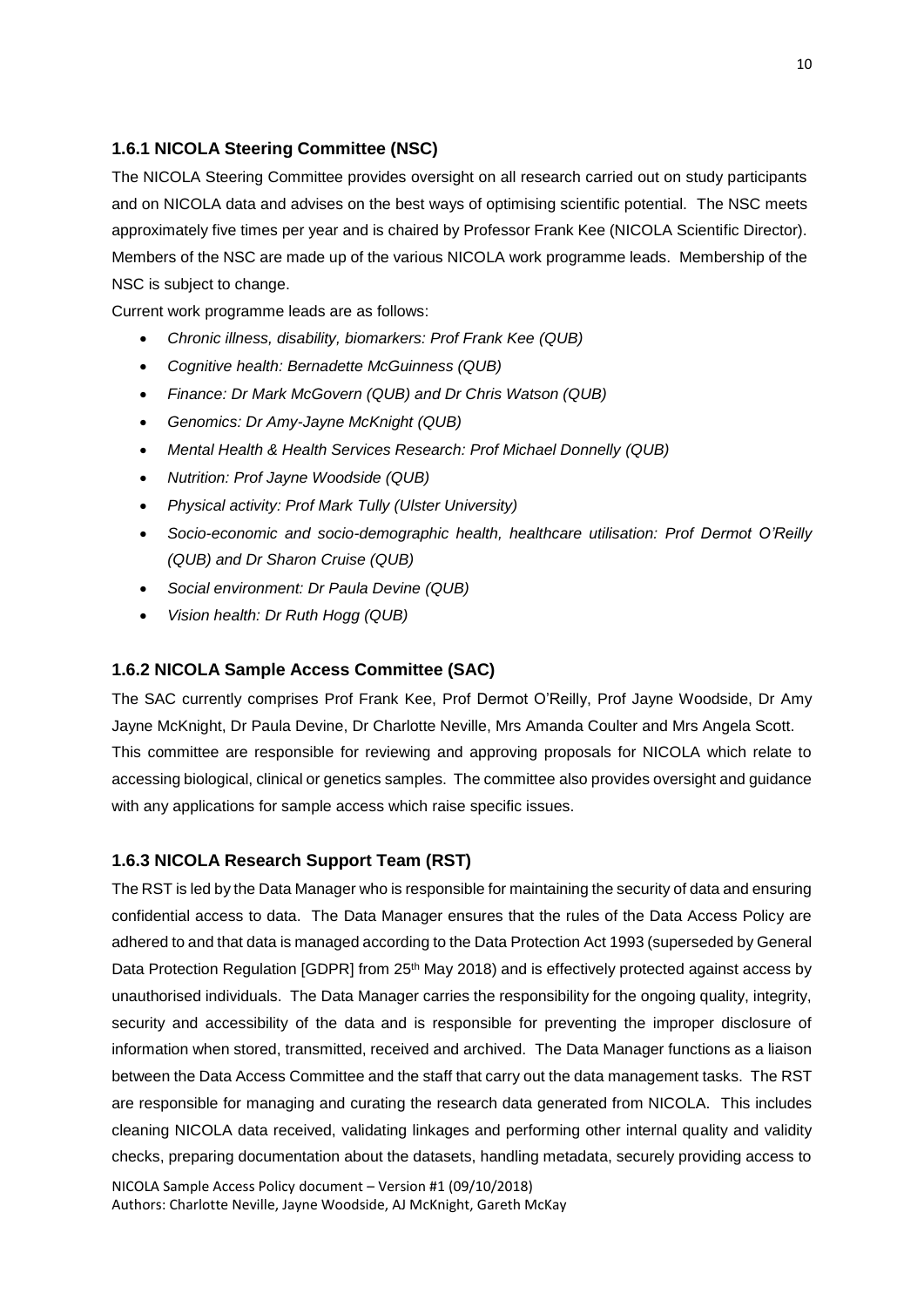### 1.6.1 NICOLA Steering Committee (NSC)

The NICOLA Steering Committee provides oversight on all research carried out on study participants and on NICOLA data and advises on the best ways of optimising scientific potential. The NSC meets approximately five times per year and is chaired by Professor Frank Kee (NICOLA Scientific Director). Members of the NSC are made up of the various NICOLA work programme leads. Membership of the NSC is subject to change.

Current work programme leads are as follows:

- *Chronic illness, disability, biomarkers: Prof Frank Kee (QUB)*
- *Cognitive health: Bernadette McGuinness (QUB)*
- *Finance: Dr Mark McGovern (QUB) and Dr Chris Watson (QUB)*
- *Genomics: Dr Amy-Jayne McKnight (QUB)*
- *Mental Health & Health Services Research: Prof Michael Donnelly (QUB)*
- *Nutrition: Prof Jayne Woodside (QUB)*
- *Physical activity: Prof Mark Tully (Ulster University)*
- *Socio-economic and socio-demographic health, healthcare utilisation: Prof Dermot O'Reilly (QUB) and Dr Sharon Cruise (QUB)*
- *Social environment: Dr Paula Devine (QUB)*
- *Vision health: Dr Ruth Hogg (QUB)*

### 1.6.2 NICOLA Sample Access Committee (SAC)

The SAC currently comprises Prof Frank Kee, Prof Dermot O'Reilly, Prof Jayne Woodside, Dr Amy Jayne McKnight, Dr Paula Devine, Dr Charlotte Neville, Mrs Amanda Coulter and Mrs Angela Scott.
This committee are responsible for reviewing and approving proposals for NICOLA which relate to accessing biological, clinical or genetics samples. The committee also provides oversight and guidance with any applications for sample access which raise specific issues.

### 1.6.3 NICOLA Research Support Team (RST)

The RST is led by the Data Manager who is responsible for maintaining the security of data and ensuring confidential access to data. The Data Manager ensures that the rules of the Data Access Policy are adhered to and that data is managed according to the Data Protection Act 1993 (superseded by General Data Protection Regulation [GDPR] from 25th May 2018) and is effectively protected against access by unauthorised individuals. The Data Manager carries the responsibility for the ongoing quality, integrity, security and accessibility of the data and is responsible for preventing the improper disclosure of information when stored, transmitted, received and archived. The Data Manager functions as a liaison between the Data Access Committee and the staff that carry out the data management tasks. The RST are responsible for managing and curating the research data generated from NICOLA. This includes cleaning NICOLA data received, validating linkages and performing other internal quality and validity checks, preparing documentation about the datasets, handling metadata, securely providing access to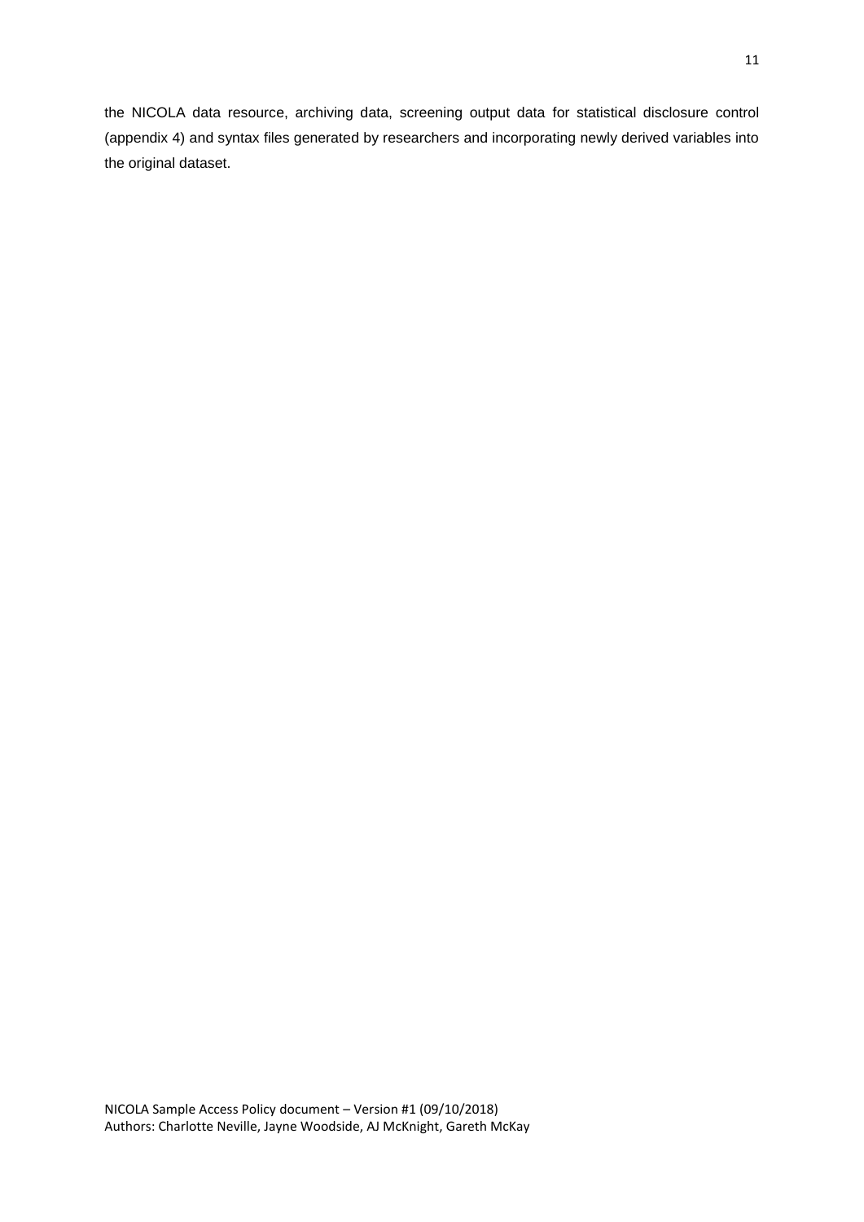the NICOLA data resource, archiving data, screening output data for statistical disclosure control (appendix 4) and syntax files generated by researchers and incorporating newly derived variables into the original dataset.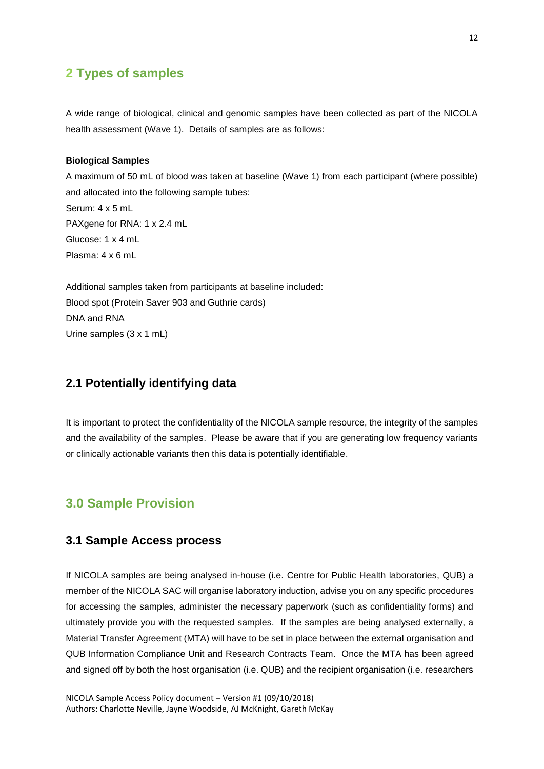## 2 Types of samples

A wide range of biological, clinical and genomic samples have been collected as part of the NICOLA health assessment (Wave 1). Details of samples are as follows:

**Biological Samples**

A maximum of 50 mL of blood was taken at baseline (Wave 1) from each participant (where possible) and allocated into the following sample tubes:
Serum: 4 x 5 mL
PAXgene for RNA: 1 x 2.4 mL
Glucose: 1 x 4 mL
Plasma: 4 x 6 mL

Additional samples taken from participants at baseline included:
Blood spot (Protein Saver 903 and Guthrie cards)
DNA and RNA
Urine samples (3 x 1 mL)

### 2.1 Potentially identifying data

It is important to protect the confidentiality of the NICOLA sample resource, the integrity of the samples and the availability of the samples. Please be aware that if you are generating low frequency variants or clinically actionable variants then this data is potentially identifiable.

## 3.0 Sample Provision

### 3.1 Sample Access process

If NICOLA samples are being analysed in-house (i.e. Centre for Public Health laboratories, QUB) a member of the NICOLA SAC will organise laboratory induction, advise you on any specific procedures for accessing the samples, administer the necessary paperwork (such as confidentiality forms) and ultimately provide you with the requested samples. If the samples are being analysed externally, a Material Transfer Agreement (MTA) will have to be set in place between the external organisation and QUB Information Compliance Unit and Research Contracts Team. Once the MTA has been agreed and signed off by both the host organisation (i.e. QUB) and the recipient organisation (i.e. researchers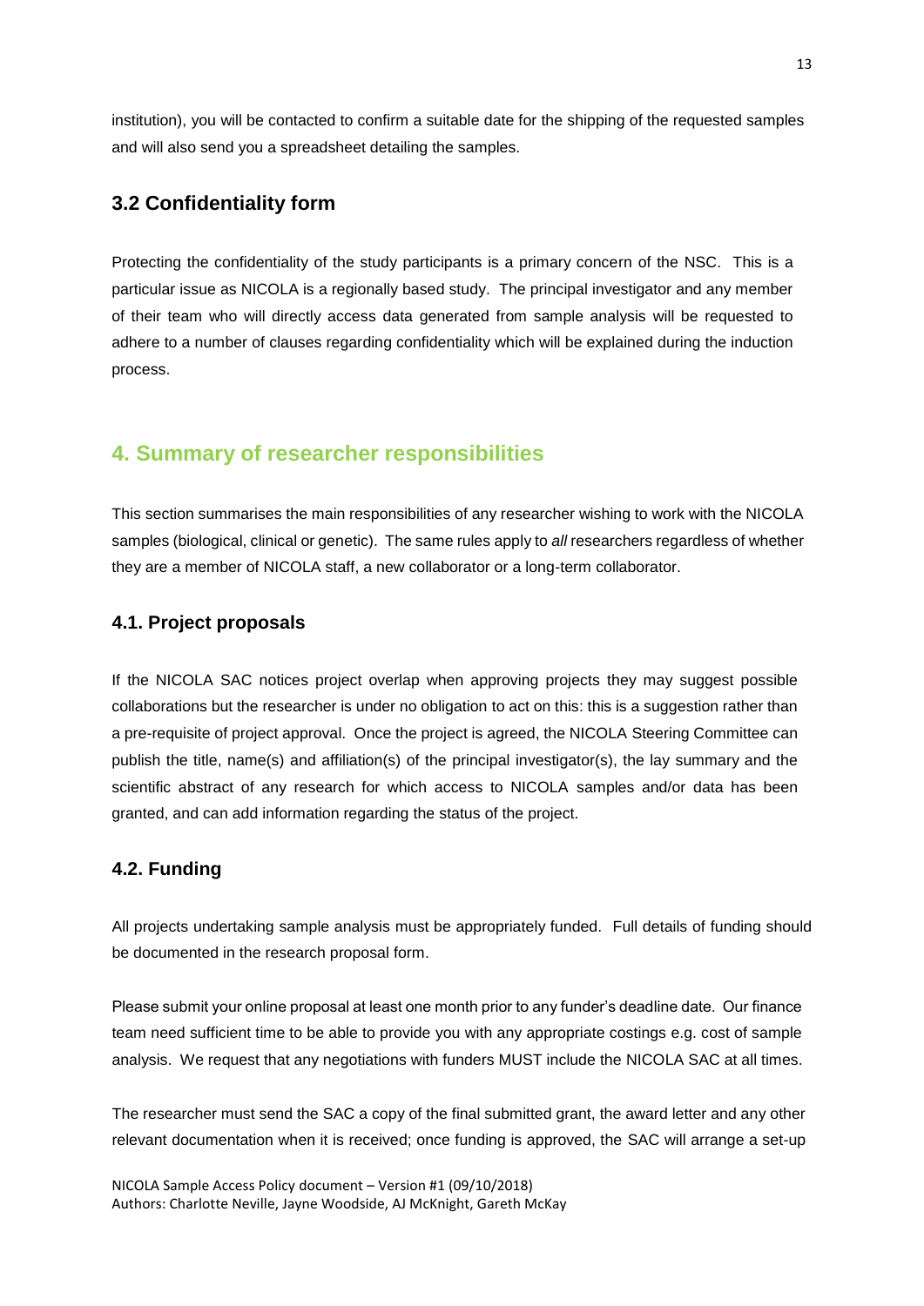institution), you will be contacted to confirm a suitable date for the shipping of the requested samples and will also send you a spreadsheet detailing the samples.

### 3.2 Confidentiality form

Protecting the confidentiality of the study participants is a primary concern of the NSC. This is a particular issue as NICOLA is a regionally based study. The principal investigator and any member of their team who will directly access data generated from sample analysis will be requested to adhere to a number of clauses regarding confidentiality which will be explained during the induction process.

## 4. Summary of researcher responsibilities

This section summarises the main responsibilities of any researcher wishing to work with the NICOLA samples (biological, clinical or genetic). The same rules apply to *all* researchers regardless of whether they are a member of NICOLA staff, a new collaborator or a long-term collaborator.

### 4.1. Project proposals

If the NICOLA SAC notices project overlap when approving projects they may suggest possible collaborations but the researcher is under no obligation to act on this: this is a suggestion rather than a pre-requisite of project approval. Once the project is agreed, the NICOLA Steering Committee can publish the title, name(s) and affiliation(s) of the principal investigator(s), the lay summary and the scientific abstract of any research for which access to NICOLA samples and/or data has been granted, and can add information regarding the status of the project.

### 4.2. Funding

All projects undertaking sample analysis must be appropriately funded. Full details of funding should be documented in the research proposal form.

Please submit your online proposal at least one month prior to any funder's deadline date. Our finance team need sufficient time to be able to provide you with any appropriate costings e.g. cost of sample analysis. We request that any negotiations with funders MUST include the NICOLA SAC at all times.

The researcher must send the SAC a copy of the final submitted grant, the award letter and any other relevant documentation when it is received; once funding is approved, the SAC will arrange a set-up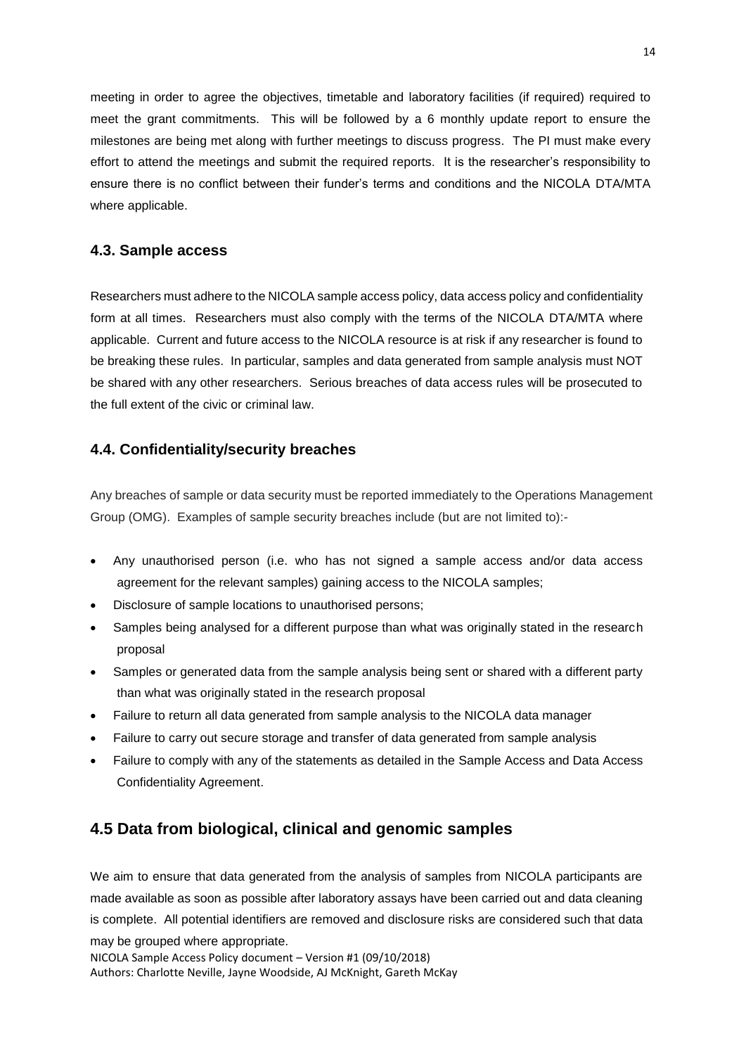meeting in order to agree the objectives, timetable and laboratory facilities (if required) required to meet the grant commitments. This will be followed by a 6 monthly update report to ensure the milestones are being met along with further meetings to discuss progress. The PI must make every effort to attend the meetings and submit the required reports. It is the researcher's responsibility to ensure there is no conflict between their funder's terms and conditions and the NICOLA DTA/MTA where applicable.

### 4.3. Sample access

Researchers must adhere to the NICOLA sample access policy, data access policy and confidentiality form at all times. Researchers must also comply with the terms of the NICOLA DTA/MTA where applicable. Current and future access to the NICOLA resource is at risk if any researcher is found to be breaking these rules. In particular, samples and data generated from sample analysis must NOT be shared with any other researchers. Serious breaches of data access rules will be prosecuted to the full extent of the civic or criminal law.

### 4.4. Confidentiality/security breaches

Any breaches of sample or data security must be reported immediately to the Operations Management Group (OMG). Examples of sample security breaches include (but are not limited to):-

- Any unauthorised person (i.e. who has not signed a sample access and/or data access agreement for the relevant samples) gaining access to the NICOLA samples;
- Disclosure of sample locations to unauthorised persons;
- Samples being analysed for a different purpose than what was originally stated in the research proposal
- Samples or generated data from the sample analysis being sent or shared with a different party than what was originally stated in the research proposal
- Failure to return all data generated from sample analysis to the NICOLA data manager
- Failure to carry out secure storage and transfer of data generated from sample analysis
- Failure to comply with any of the statements as detailed in the Sample Access and Data Access Confidentiality Agreement.

## 4.5 Data from biological, clinical and genomic samples

We aim to ensure that data generated from the analysis of samples from NICOLA participants are made available as soon as possible after laboratory assays have been carried out and data cleaning is complete. All potential identifiers are removed and disclosure risks are considered such that data may be grouped where appropriate.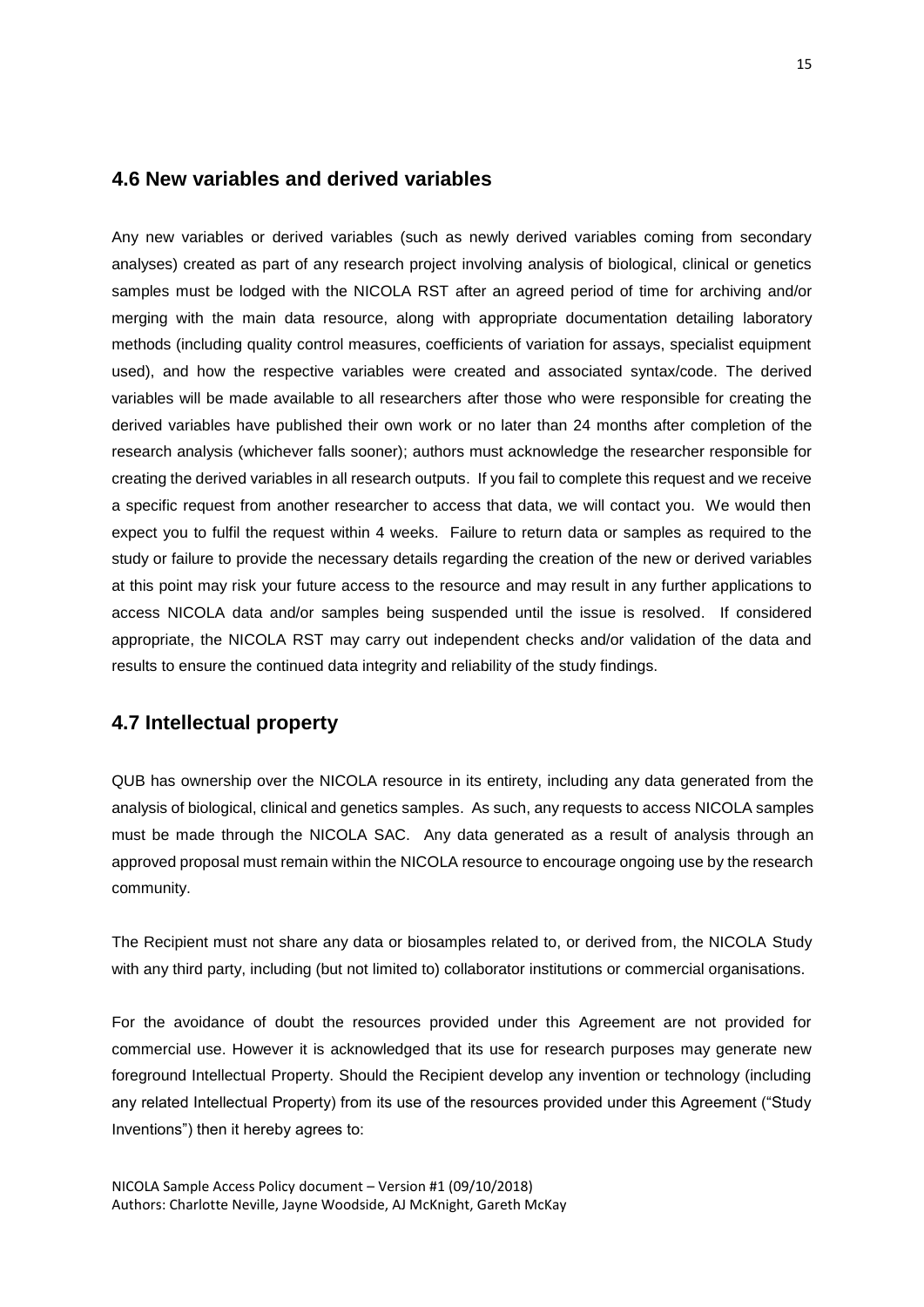## 4.6 New variables and derived variables

Any new variables or derived variables (such as newly derived variables coming from secondary analyses) created as part of any research project involving analysis of biological, clinical or genetics samples must be lodged with the NICOLA RST after an agreed period of time for archiving and/or merging with the main data resource, along with appropriate documentation detailing laboratory methods (including quality control measures, coefficients of variation for assays, specialist equipment used), and how the respective variables were created and associated syntax/code. The derived variables will be made available to all researchers after those who were responsible for creating the derived variables have published their own work or no later than 24 months after completion of the research analysis (whichever falls sooner); authors must acknowledge the researcher responsible for creating the derived variables in all research outputs. If you fail to complete this request and we receive a specific request from another researcher to access that data, we will contact you. We would then expect you to fulfil the request within 4 weeks. Failure to return data or samples as required to the study or failure to provide the necessary details regarding the creation of the new or derived variables at this point may risk your future access to the resource and may result in any further applications to access NICOLA data and/or samples being suspended until the issue is resolved. If considered appropriate, the NICOLA RST may carry out independent checks and/or validation of the data and results to ensure the continued data integrity and reliability of the study findings.

## 4.7 Intellectual property

QUB has ownership over the NICOLA resource in its entirety, including any data generated from the analysis of biological, clinical and genetics samples. As such, any requests to access NICOLA samples must be made through the NICOLA SAC. Any data generated as a result of analysis through an approved proposal must remain within the NICOLA resource to encourage ongoing use by the research community.

The Recipient must not share any data or biosamples related to, or derived from, the NICOLA Study with any third party, including (but not limited to) collaborator institutions or commercial organisations.

For the avoidance of doubt the resources provided under this Agreement are not provided for commercial use. However it is acknowledged that its use for research purposes may generate new foreground Intellectual Property. Should the Recipient develop any invention or technology (including any related Intellectual Property) from its use of the resources provided under this Agreement ("Study Inventions") then it hereby agrees to: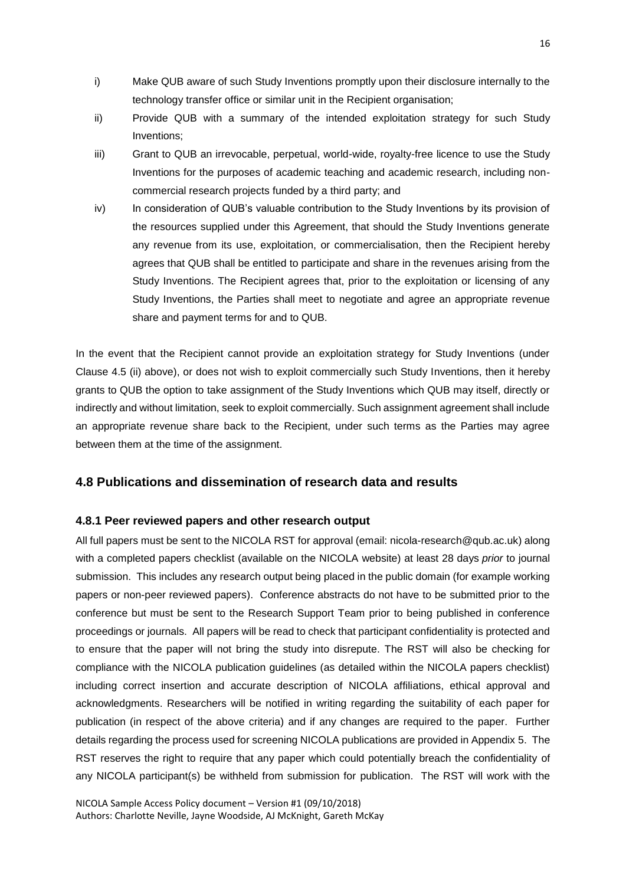i) Make QUB aware of such Study Inventions promptly upon their disclosure internally to the technology transfer office or similar unit in the Recipient organisation;

ii) Provide QUB with a summary of the intended exploitation strategy for such Study Inventions;

iii) Grant to QUB an irrevocable, perpetual, world-wide, royalty-free licence to use the Study Inventions for the purposes of academic teaching and academic research, including non-commercial research projects funded by a third party; and

iv) In consideration of QUB's valuable contribution to the Study Inventions by its provision of the resources supplied under this Agreement, that should the Study Inventions generate any revenue from its use, exploitation, or commercialisation, then the Recipient hereby agrees that QUB shall be entitled to participate and share in the revenues arising from the Study Inventions. The Recipient agrees that, prior to the exploitation or licensing of any Study Inventions, the Parties shall meet to negotiate and agree an appropriate revenue share and payment terms for and to QUB.

In the event that the Recipient cannot provide an exploitation strategy for Study Inventions (under Clause 4.5 (ii) above), or does not wish to exploit commercially such Study Inventions, then it hereby grants to QUB the option to take assignment of the Study Inventions which QUB may itself, directly or indirectly and without limitation, seek to exploit commercially. Such assignment agreement shall include an appropriate revenue share back to the Recipient, under such terms as the Parties may agree between them at the time of the assignment.

## 4.8 Publications and dissemination of research data and results

### 4.8.1 Peer reviewed papers and other research output

All full papers must be sent to the NICOLA RST for approval (email: nicola-research@qub.ac.uk) along with a completed papers checklist (available on the NICOLA website) at least 28 days *prior* to journal submission. This includes any research output being placed in the public domain (for example working papers or non-peer reviewed papers). Conference abstracts do not have to be submitted prior to the conference but must be sent to the Research Support Team prior to being published in conference proceedings or journals. All papers will be read to check that participant confidentiality is protected and to ensure that the paper will not bring the study into disrepute. The RST will also be checking for compliance with the NICOLA publication guidelines (as detailed within the NICOLA papers checklist) including correct insertion and accurate description of NICOLA affiliations, ethical approval and acknowledgments. Researchers will be notified in writing regarding the suitability of each paper for publication (in respect of the above criteria) and if any changes are required to the paper. Further details regarding the process used for screening NICOLA publications are provided in Appendix 5. The RST reserves the right to require that any paper which could potentially breach the confidentiality of any NICOLA participant(s) be withheld from submission for publication. The RST will work with the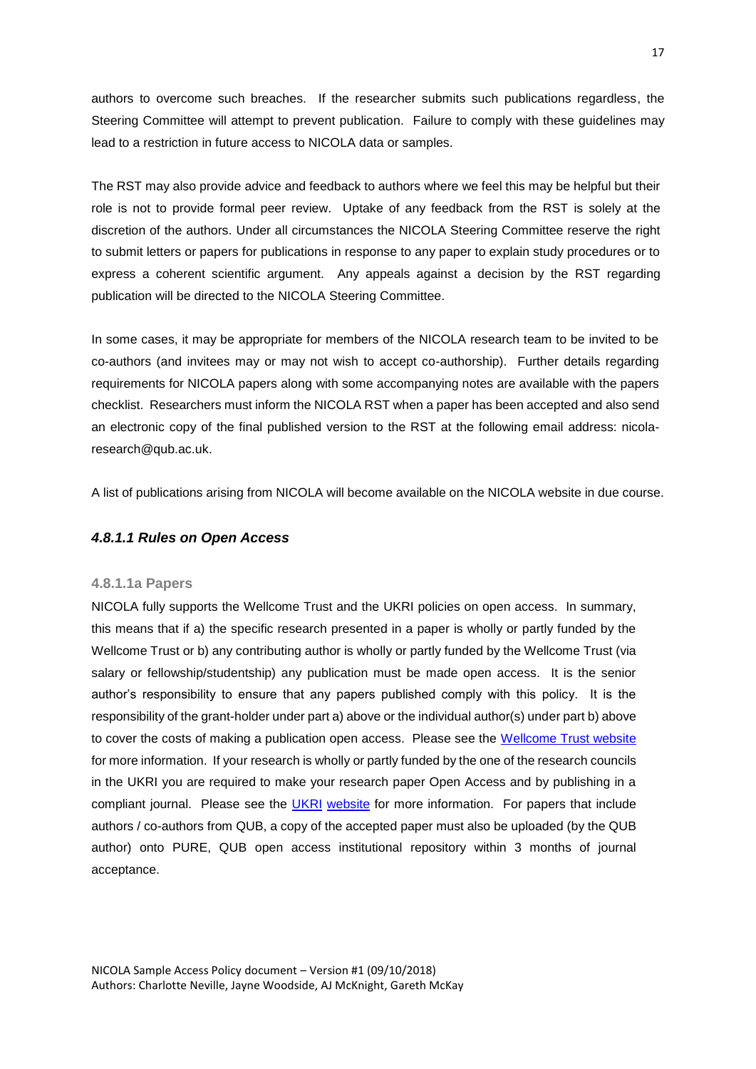authors to overcome such breaches. If the researcher submits such publications regardless, the Steering Committee will attempt to prevent publication. Failure to comply with these guidelines may lead to a restriction in future access to NICOLA data or samples.

The RST may also provide advice and feedback to authors where we feel this may be helpful but their role is not to provide formal peer review. Uptake of any feedback from the RST is solely at the discretion of the authors. Under all circumstances the NICOLA Steering Committee reserve the right to submit letters or papers for publications in response to any paper to explain study procedures or to express a coherent scientific argument. Any appeals against a decision by the RST regarding publication will be directed to the NICOLA Steering Committee.

In some cases, it may be appropriate for members of the NICOLA research team to be invited to be co-authors (and invitees may or may not wish to accept co-authorship). Further details regarding requirements for NICOLA papers along with some accompanying notes are available with the papers checklist. Researchers must inform the NICOLA RST when a paper has been accepted and also send an electronic copy of the final published version to the RST at the following email address: nicola-research@qub.ac.uk.

A list of publications arising from NICOLA will become available on the NICOLA website in due course.

#### *4.8.1.1 Rules on Open Access*

##### 4.8.1.1a Papers

NICOLA fully supports the Wellcome Trust and the UKRI policies on open access. In summary, this means that if a) the specific research presented in a paper is wholly or partly funded by the Wellcome Trust or b) any contributing author is wholly or partly funded by the Wellcome Trust (via salary or fellowship/studentship) any publication must be made open access. It is the senior author's responsibility to ensure that any papers published comply with this policy. It is the responsibility of the grant-holder under part a) above or the individual author(s) under part b) above to cover the costs of making a publication open access. Please see the Wellcome Trust website for more information. If your research is wholly or partly funded by the one of the research councils in the UKRI you are required to make your research paper Open Access and by publishing in a compliant journal. Please see the UKRI website for more information. For papers that include authors / co-authors from QUB, a copy of the accepted paper must also be uploaded (by the QUB author) onto PURE, QUB open access institutional repository within 3 months of journal acceptance.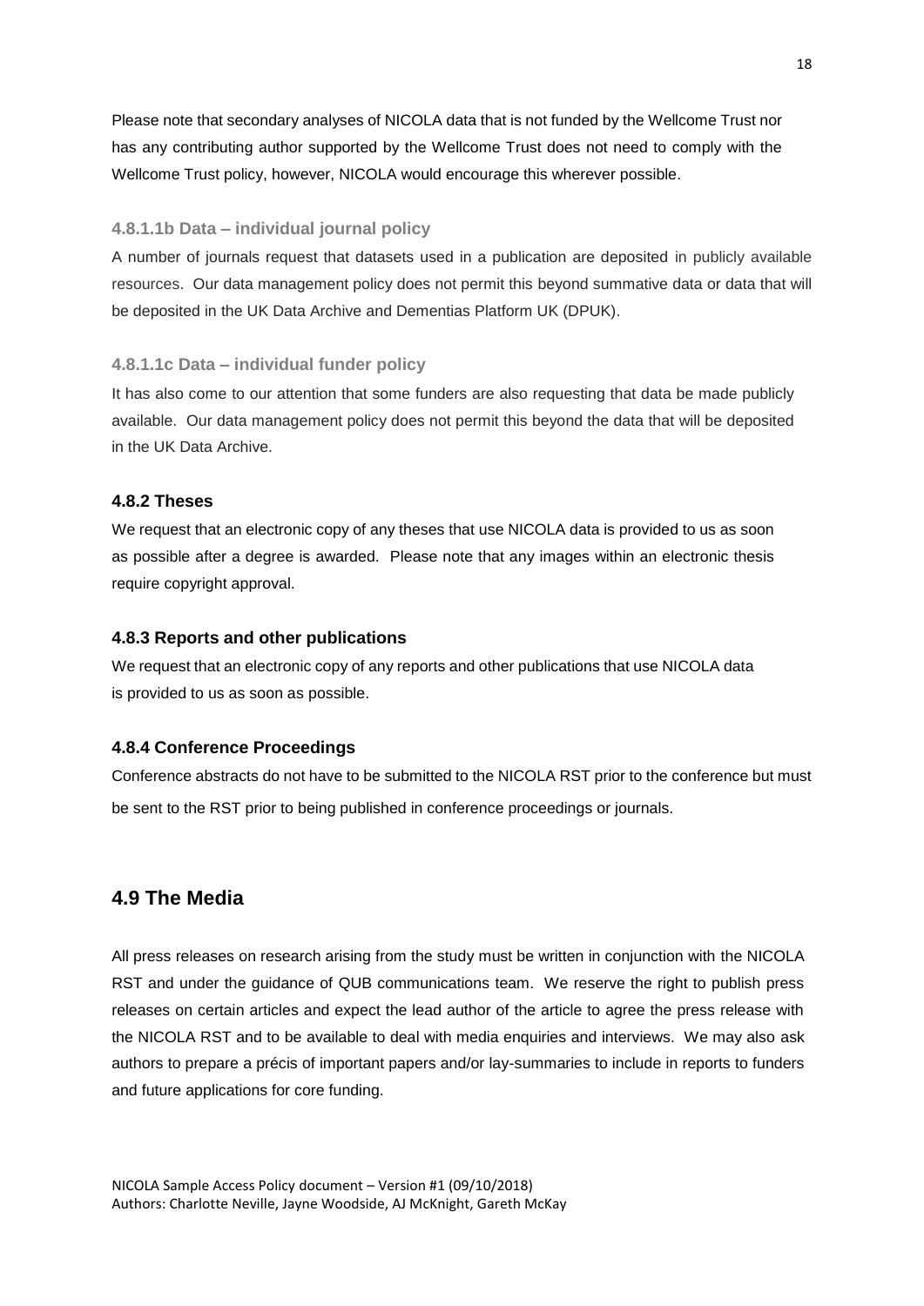Please note that secondary analyses of NICOLA data that is not funded by the Wellcome Trust nor has any contributing author supported by the Wellcome Trust does not need to comply with the Wellcome Trust policy, however, NICOLA would encourage this wherever possible.

#### 4.8.1.1b Data – individual journal policy

A number of journals request that datasets used in a publication are deposited in publicly available resources. Our data management policy does not permit this beyond summative data or data that will be deposited in the UK Data Archive and Dementias Platform UK (DPUK).

#### 4.8.1.1c Data – individual funder policy

It has also come to our attention that some funders are also requesting that data be made publicly available. Our data management policy does not permit this beyond the data that will be deposited in the UK Data Archive.

### 4.8.2 Theses

We request that an electronic copy of any theses that use NICOLA data is provided to us as soon as possible after a degree is awarded. Please note that any images within an electronic thesis require copyright approval.

### 4.8.3 Reports and other publications

We request that an electronic copy of any reports and other publications that use NICOLA data is provided to us as soon as possible.

### 4.8.4 Conference Proceedings

Conference abstracts do not have to be submitted to the NICOLA RST prior to the conference but must be sent to the RST prior to being published in conference proceedings or journals.

## 4.9 The Media

All press releases on research arising from the study must be written in conjunction with the NICOLA RST and under the guidance of QUB communications team. We reserve the right to publish press releases on certain articles and expect the lead author of the article to agree the press release with the NICOLA RST and to be available to deal with media enquiries and interviews. We may also ask authors to prepare a précis of important papers and/or lay-summaries to include in reports to funders and future applications for core funding.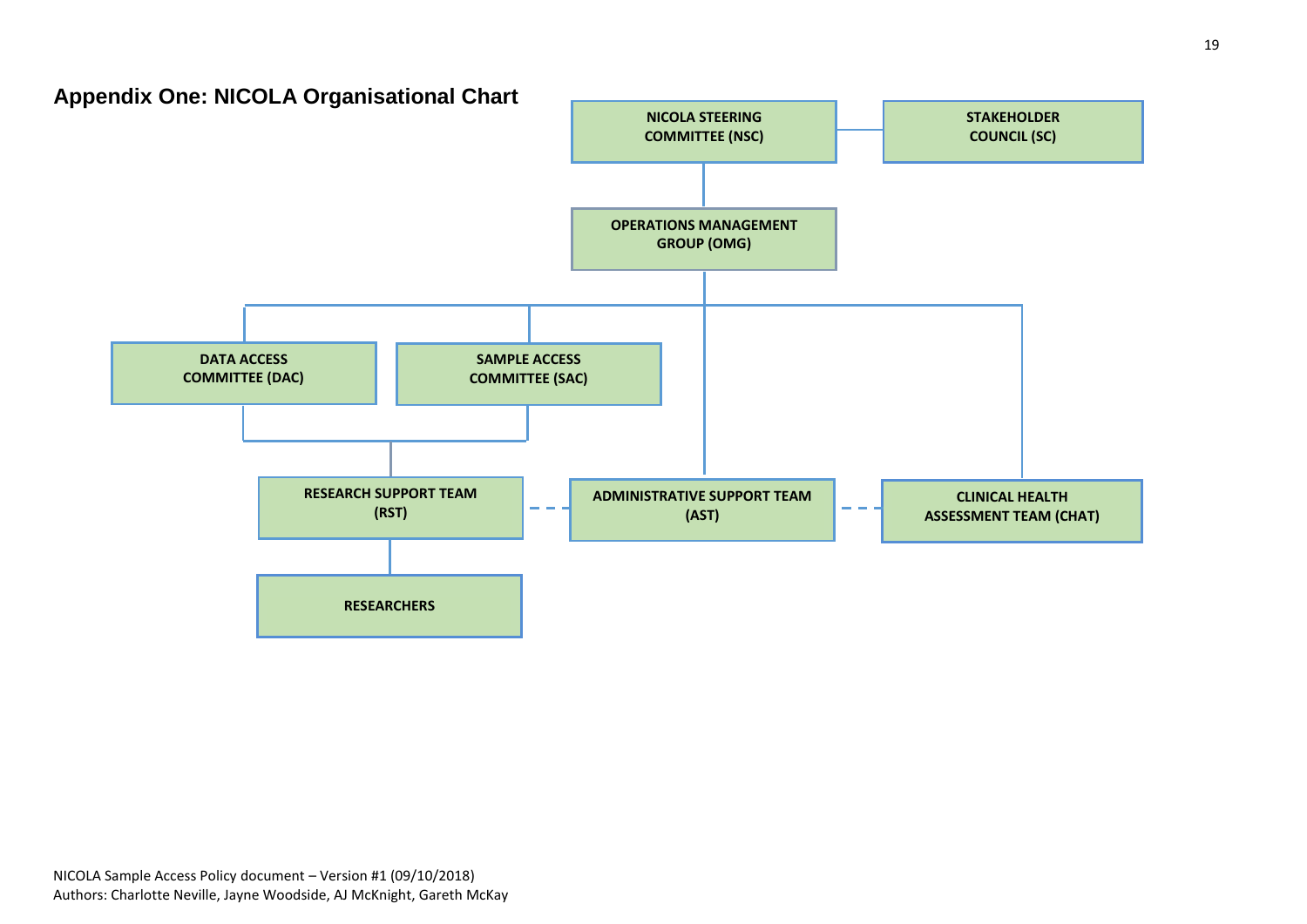## Appendix One: NICOLA Organisational Chart

NICOLA STEERING COMMITTEE (NSC)

STAKEHOLDER COUNCIL (SC)

OPERATIONS MANAGEMENT GROUP (OMG)

DATA ACCESS COMMITTEE (DAC)

SAMPLE ACCESS COMMITTEE (SAC)

RESEARCH SUPPORT TEAM (RST)

ADMINISTRATIVE SUPPORT TEAM (AST)

CLINICAL HEALTH ASSESSMENT TEAM (CHAT)

RESEARCHERS

NICOLA Sample Access Policy document – Version #1 (09/10/2018)
Authors: Charlotte Neville, Jayne Woodside, AJ McKnight, Gareth McKay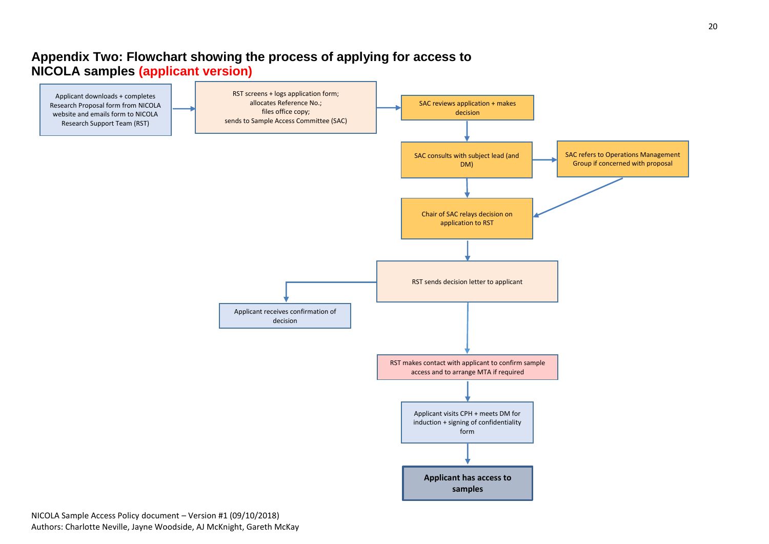## Appendix Two: Flowchart showing the process of applying for access to NICOLA samples (applicant version)

Applicant downloads + completes Research Proposal form from NICOLA website and emails form to NICOLA Research Support Team (RST)

RST screens + logs application form; allocates Reference No.; files office copy; sends to Sample Access Committee (SAC)

SAC reviews application + makes decision

SAC consults with subject lead (and DM)

SAC refers to Operations Management Group if concerned with proposal

Chair of SAC relays decision on application to RST

RST sends decision letter to applicant

Applicant receives confirmation of decision

RST makes contact with applicant to confirm sample access and to arrange MTA if required

Applicant visits CPH + meets DM for induction + signing of confidentiality form

**Applicant has access to samples**

NICOLA Sample Access Policy document – Version #1 (09/10/2018)
Authors: Charlotte Neville, Jayne Woodside, AJ McKnight, Gareth McKay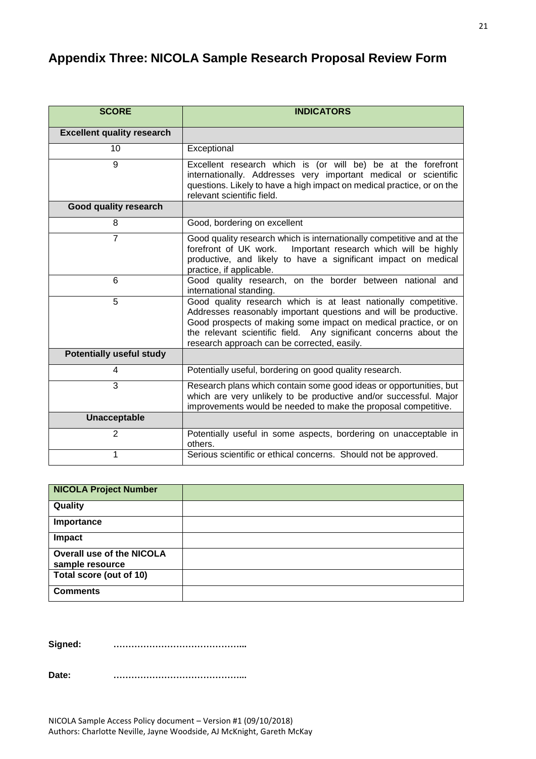## Appendix Three: NICOLA Sample Research Proposal Review Form

| SCORE | INDICATORS |
|---|---|
| **Excellent quality research** | |
| 10 | Exceptional |
| 9 | Excellent research which is (or will be) be at the forefront internationally. Addresses very important medical or scientific questions. Likely to have a high impact on medical practice, or on the relevant scientific field. |
| **Good quality research** | |
| 8 | Good, bordering on excellent |
| 7 | Good quality research which is internationally competitive and at the forefront of UK work. Important research which will be highly productive, and likely to have a significant impact on medical practice, if applicable. |
| 6 | Good quality research, on the border between national and international standing. |
| 5 | Good quality research which is at least nationally competitive. Addresses reasonably important questions and will be productive. Good prospects of making some impact on medical practice, or on the relevant scientific field. Any significant concerns about the research approach can be corrected, easily. |
| **Potentially useful study** | |
| 4 | Potentially useful, bordering on good quality research. |
| 3 | Research plans which contain some good ideas or opportunities, but which are very unlikely to be productive and/or successful. Major improvements would be needed to make the proposal competitive. |
| **Unacceptable** | |
| 2 | Potentially useful in some aspects, bordering on unacceptable in others. |
| 1 | Serious scientific or ethical concerns. Should not be approved. |

| **NICOLA Project Number** | |
|---|---|
| **Quality** | |
| **Importance** | |
| **Impact** | |
| **Overall use of the NICOLA sample resource** | |
| **Total score (out of 10)** | |
| **Comments** | |

**Signed:** ……………………………………...

**Date:** ……………………………………...

NICOLA Sample Access Policy document – Version #1 (09/10/2018)
Authors: Charlotte Neville, Jayne Woodside, AJ McKnight, Gareth McKay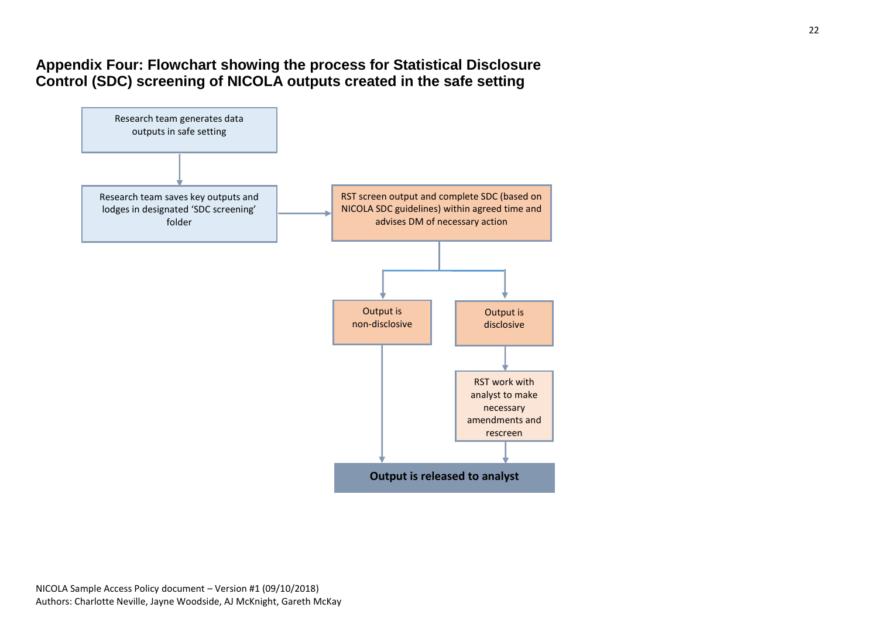## Appendix Four: Flowchart showing the process for Statistical Disclosure Control (SDC) screening of NICOLA outputs created in the safe setting

Research team generates data outputs in safe setting

↓

Research team saves key outputs and lodges in designated 'SDC screening' folder

→

RST screen output and complete SDC (based on NICOLA SDC guidelines) within agreed time and advises DM of necessary action

↓

- Output is non-disclosive
  - ↓ Output is released to analyst
- Output is disclosive
  - ↓ RST work with analyst to make necessary amendments and rescreen
  - ↓ Output is released to analyst

**Output is released to analyst**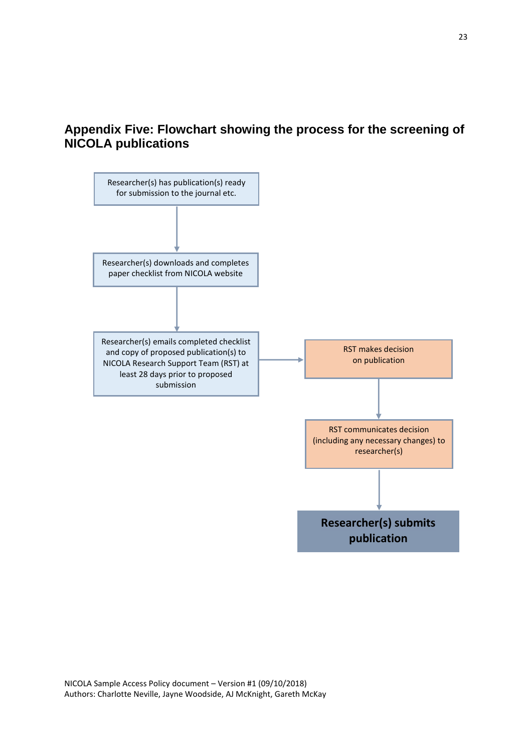## Appendix Five: Flowchart showing the process for the screening of NICOLA publications

Researcher(s) has publication(s) ready for submission to the journal etc.

↓

Researcher(s) downloads and completes paper checklist from NICOLA website

↓

Researcher(s) emails completed checklist and copy of proposed publication(s) to NICOLA Research Support Team (RST) at least 28 days prior to proposed submission

→

RST makes decision on publication

↓

RST communicates decision (including any necessary changes) to researcher(s)

↓

**Researcher(s) submits publication**

NICOLA Sample Access Policy document – Version #1 (09/10/2018)
Authors: Charlotte Neville, Jayne Woodside, AJ McKnight, Gareth McKay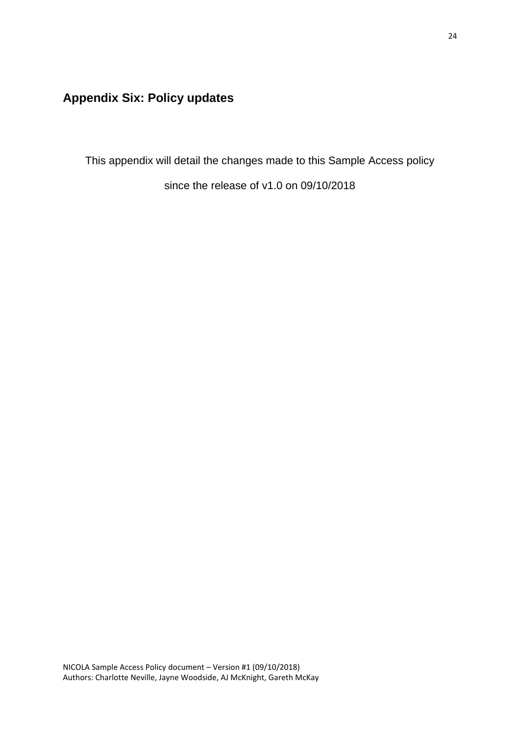## Appendix Six: Policy updates

This appendix will detail the changes made to this Sample Access policy since the release of v1.0 on 09/10/2018